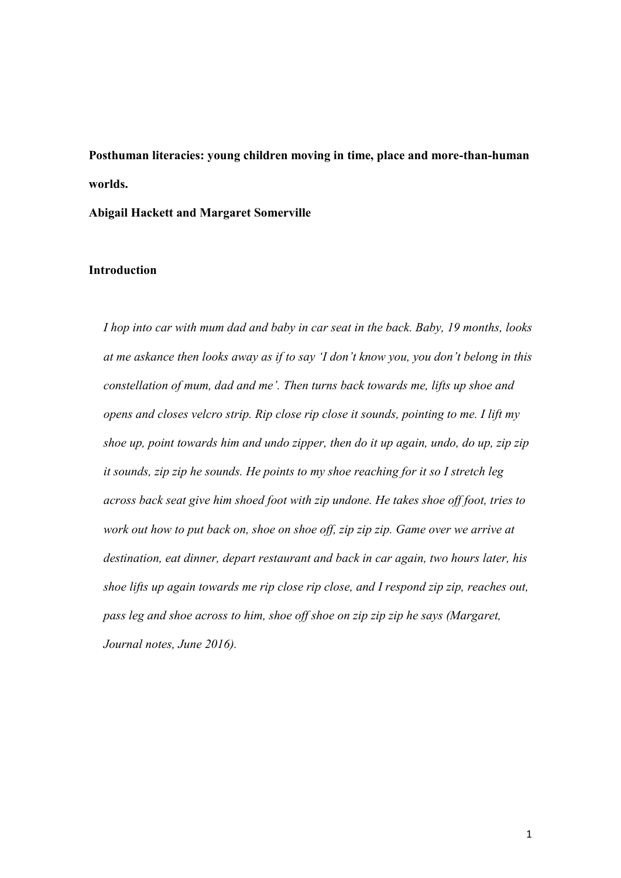**Posthuman literacies: young children moving in time, place and more-than-human worlds.**

**Abigail Hackett and Margaret Somerville**

## Introduction

> *I hop into car with mum dad and baby in car seat in the back. Baby, 19 months, looks at me askance then looks away as if to say 'I don't know you, you don't belong in this constellation of mum, dad and me'. Then turns back towards me, lifts up shoe and opens and closes velcro strip. Rip close rip close it sounds, pointing to me. I lift my shoe up, point towards him and undo zipper, then do it up again, undo, do up, zip zip it sounds, zip zip he sounds. He points to my shoe reaching for it so I stretch leg across back seat give him shoed foot with zip undone. He takes shoe off foot, tries to work out how to put back on, shoe on shoe off, zip zip zip. Game over we arrive at destination, eat dinner, depart restaurant and back in car again, two hours later, his shoe lifts up again towards me rip close rip close, and I respond zip zip, reaches out, pass leg and shoe across to him, shoe off shoe on zip zip zip he says (Margaret, Journal notes, June 2016).*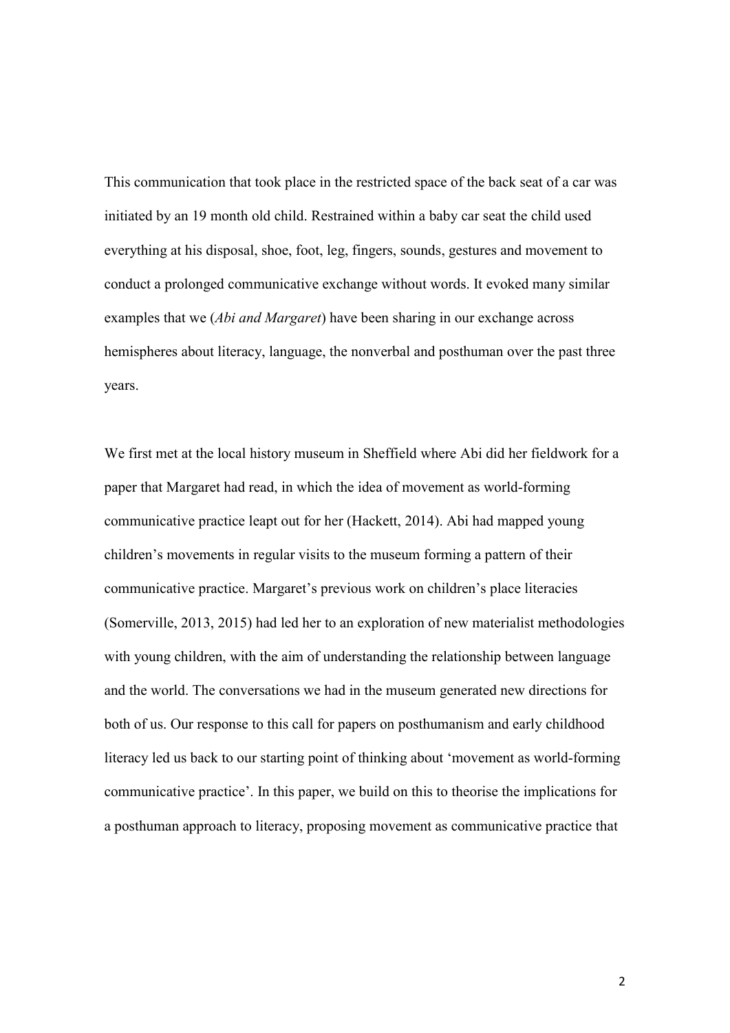This communication that took place in the restricted space of the back seat of a car was initiated by an 19 month old child. Restrained within a baby car seat the child used everything at his disposal, shoe, foot, leg, fingers, sounds, gestures and movement to conduct a prolonged communicative exchange without words. It evoked many similar examples that we (*Abi and Margaret*) have been sharing in our exchange across hemispheres about literacy, language, the nonverbal and posthuman over the past three years.

We first met at the local history museum in Sheffield where Abi did her fieldwork for a paper that Margaret had read, in which the idea of movement as world-forming communicative practice leapt out for her (Hackett, 2014). Abi had mapped young children's movements in regular visits to the museum forming a pattern of their communicative practice. Margaret's previous work on children's place literacies (Somerville, 2013, 2015) had led her to an exploration of new materialist methodologies with young children, with the aim of understanding the relationship between language and the world. The conversations we had in the museum generated new directions for both of us. Our response to this call for papers on posthumanism and early childhood literacy led us back to our starting point of thinking about 'movement as world-forming communicative practice'. In this paper, we build on this to theorise the implications for a posthuman approach to literacy, proposing movement as communicative practice that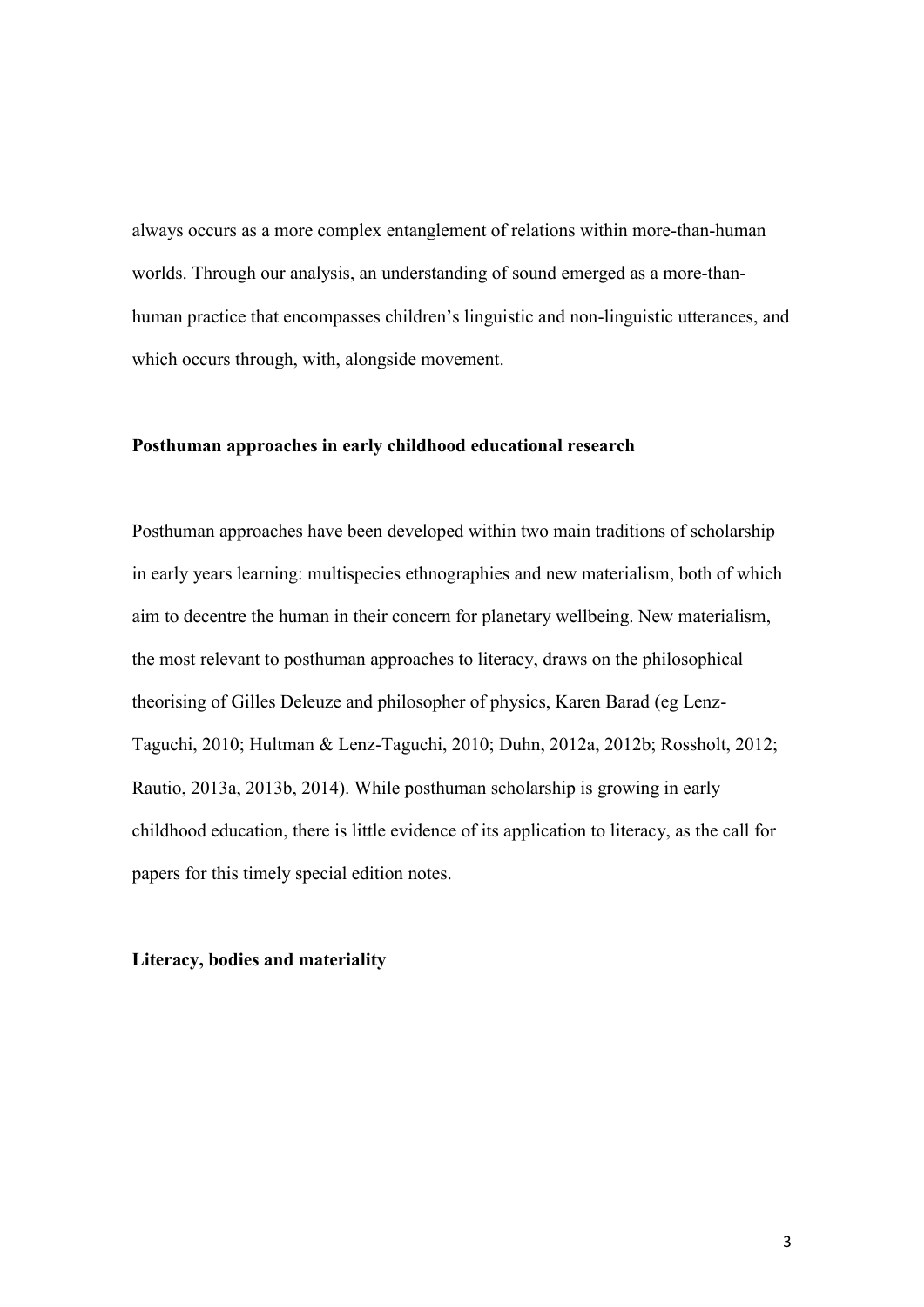always occurs as a more complex entanglement of relations within more-than-human worlds. Through our analysis, an understanding of sound emerged as a more-than-human practice that encompasses children's linguistic and non-linguistic utterances, and which occurs through, with, alongside movement.

## Posthuman approaches in early childhood educational research

Posthuman approaches have been developed within two main traditions of scholarship in early years learning: multispecies ethnographies and new materialism, both of which aim to decentre the human in their concern for planetary wellbeing. New materialism, the most relevant to posthuman approaches to literacy, draws on the philosophical theorising of Gilles Deleuze and philosopher of physics, Karen Barad (eg Lenz-Taguchi, 2010; Hultman & Lenz-Taguchi, 2010; Duhn, 2012a, 2012b; Rossholt, 2012; Rautio, 2013a, 2013b, 2014). While posthuman scholarship is growing in early childhood education, there is little evidence of its application to literacy, as the call for papers for this timely special edition notes.

## Literacy, bodies and materiality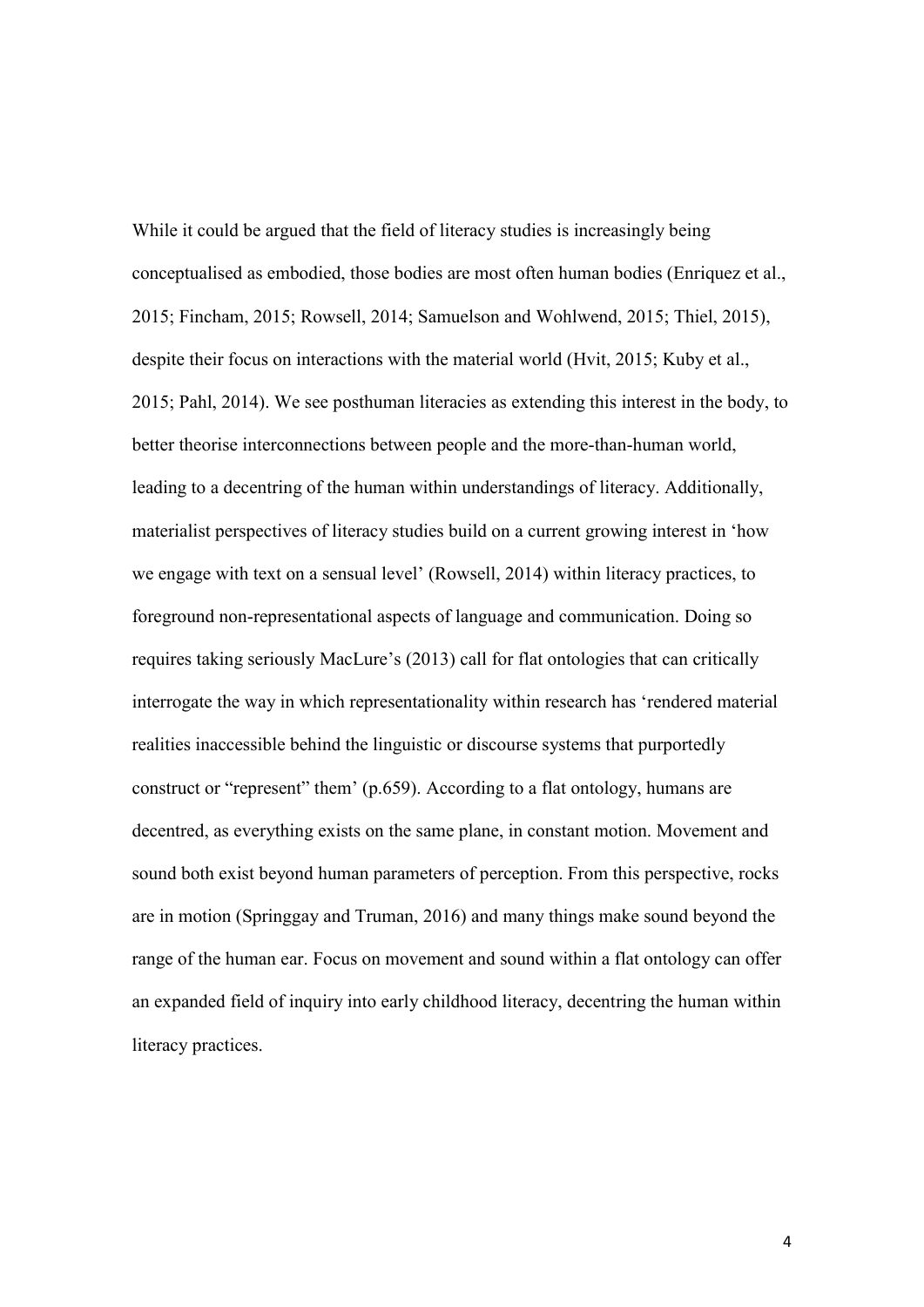While it could be argued that the field of literacy studies is increasingly being conceptualised as embodied, those bodies are most often human bodies (Enriquez et al., 2015; Fincham, 2015; Rowsell, 2014; Samuelson and Wohlwend, 2015; Thiel, 2015), despite their focus on interactions with the material world (Hvit, 2015; Kuby et al., 2015; Pahl, 2014). We see posthuman literacies as extending this interest in the body, to better theorise interconnections between people and the more-than-human world, leading to a decentring of the human within understandings of literacy. Additionally, materialist perspectives of literacy studies build on a current growing interest in 'how we engage with text on a sensual level' (Rowsell, 2014) within literacy practices, to foreground non-representational aspects of language and communication. Doing so requires taking seriously MacLure's (2013) call for flat ontologies that can critically interrogate the way in which representationality within research has 'rendered material realities inaccessible behind the linguistic or discourse systems that purportedly construct or "represent" them' (p.659). According to a flat ontology, humans are decentred, as everything exists on the same plane, in constant motion. Movement and sound both exist beyond human parameters of perception. From this perspective, rocks are in motion (Springgay and Truman, 2016) and many things make sound beyond the range of the human ear. Focus on movement and sound within a flat ontology can offer an expanded field of inquiry into early childhood literacy, decentring the human within literacy practices.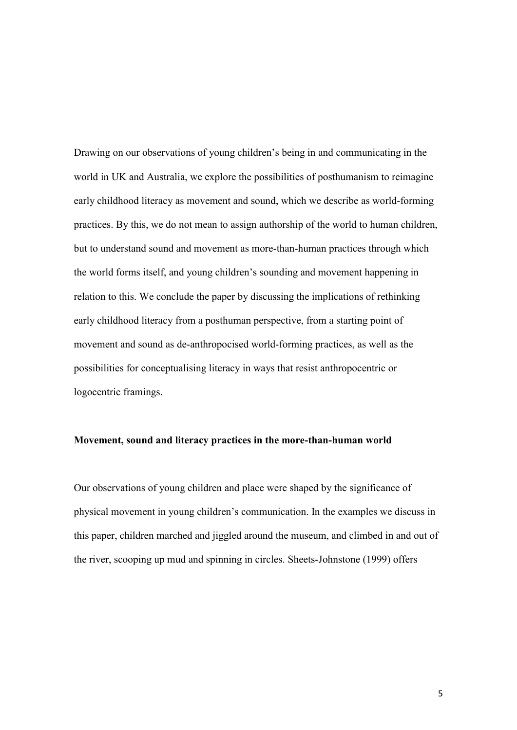Drawing on our observations of young children's being in and communicating in the world in UK and Australia, we explore the possibilities of posthumanism to reimagine early childhood literacy as movement and sound, which we describe as world-forming practices. By this, we do not mean to assign authorship of the world to human children, but to understand sound and movement as more-than-human practices through which the world forms itself, and young children's sounding and movement happening in relation to this. We conclude the paper by discussing the implications of rethinking early childhood literacy from a posthuman perspective, from a starting point of movement and sound as de-anthropocised world-forming practices, as well as the possibilities for conceptualising literacy in ways that resist anthropocentric or logocentric framings.

## Movement, sound and literacy practices in the more-than-human world

Our observations of young children and place were shaped by the significance of physical movement in young children's communication. In the examples we discuss in this paper, children marched and jiggled around the museum, and climbed in and out of the river, scooping up mud and spinning in circles. Sheets-Johnstone (1999) offers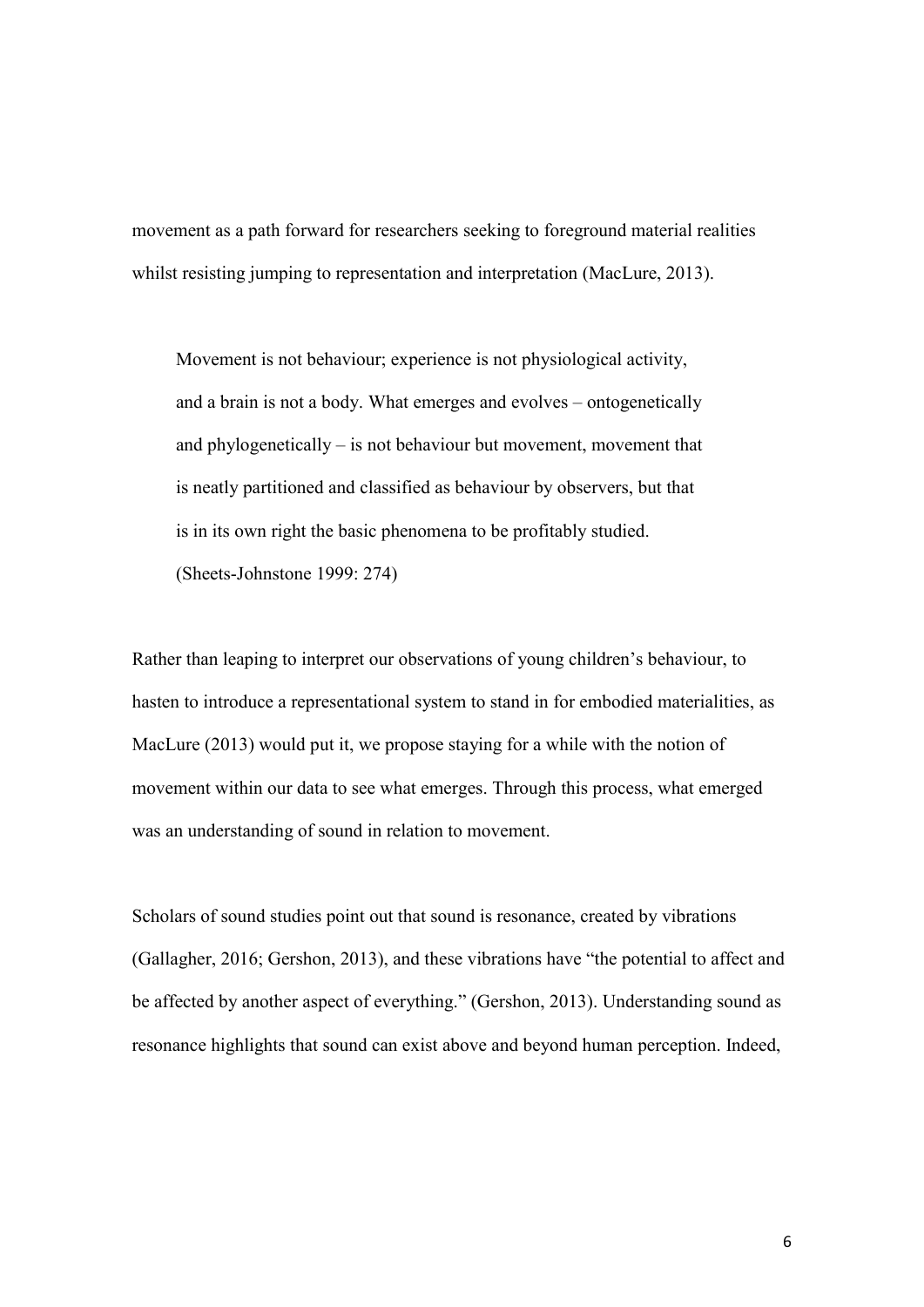movement as a path forward for researchers seeking to foreground material realities whilst resisting jumping to representation and interpretation (MacLure, 2013).

> Movement is not behaviour; experience is not physiological activity, and a brain is not a body. What emerges and evolves – ontogenetically and phylogenetically – is not behaviour but movement, movement that is neatly partitioned and classified as behaviour by observers, but that is in its own right the basic phenomena to be profitably studied. (Sheets-Johnstone 1999: 274)

Rather than leaping to interpret our observations of young children's behaviour, to hasten to introduce a representational system to stand in for embodied materialities, as MacLure (2013) would put it, we propose staying for a while with the notion of movement within our data to see what emerges. Through this process, what emerged was an understanding of sound in relation to movement.

Scholars of sound studies point out that sound is resonance, created by vibrations (Gallagher, 2016; Gershon, 2013), and these vibrations have "the potential to affect and be affected by another aspect of everything." (Gershon, 2013). Understanding sound as resonance highlights that sound can exist above and beyond human perception. Indeed,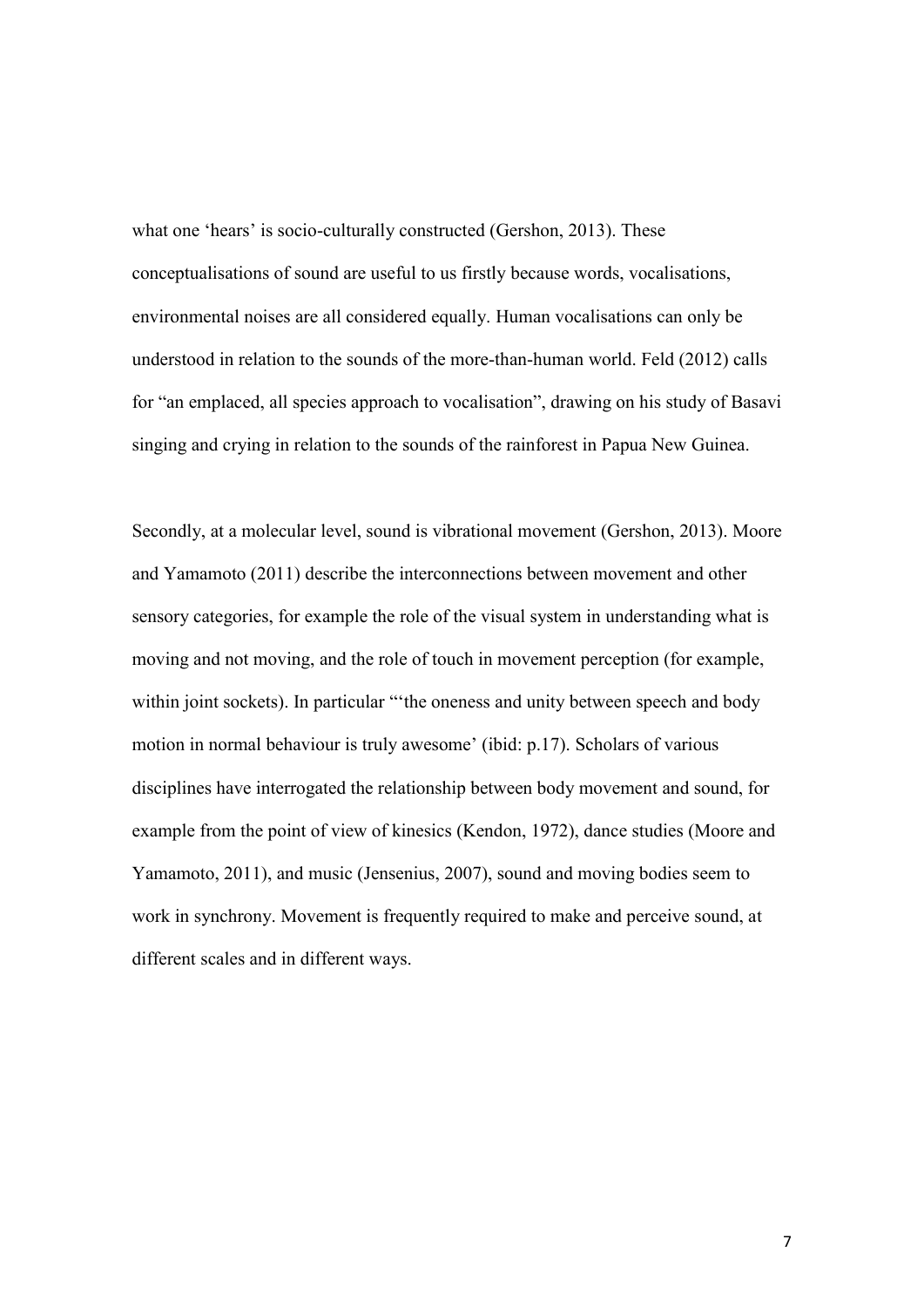what one 'hears' is socio-culturally constructed (Gershon, 2013). These conceptualisations of sound are useful to us firstly because words, vocalisations, environmental noises are all considered equally. Human vocalisations can only be understood in relation to the sounds of the more-than-human world. Feld (2012) calls for "an emplaced, all species approach to vocalisation", drawing on his study of Basavi singing and crying in relation to the sounds of the rainforest in Papua New Guinea.

Secondly, at a molecular level, sound is vibrational movement (Gershon, 2013). Moore and Yamamoto (2011) describe the interconnections between movement and other sensory categories, for example the role of the visual system in understanding what is moving and not moving, and the role of touch in movement perception (for example, within joint sockets). In particular "'the oneness and unity between speech and body motion in normal behaviour is truly awesome' (ibid: p.17). Scholars of various disciplines have interrogated the relationship between body movement and sound, for example from the point of view of kinesics (Kendon, 1972), dance studies (Moore and Yamamoto, 2011), and music (Jensenius, 2007), sound and moving bodies seem to work in synchrony. Movement is frequently required to make and perceive sound, at different scales and in different ways.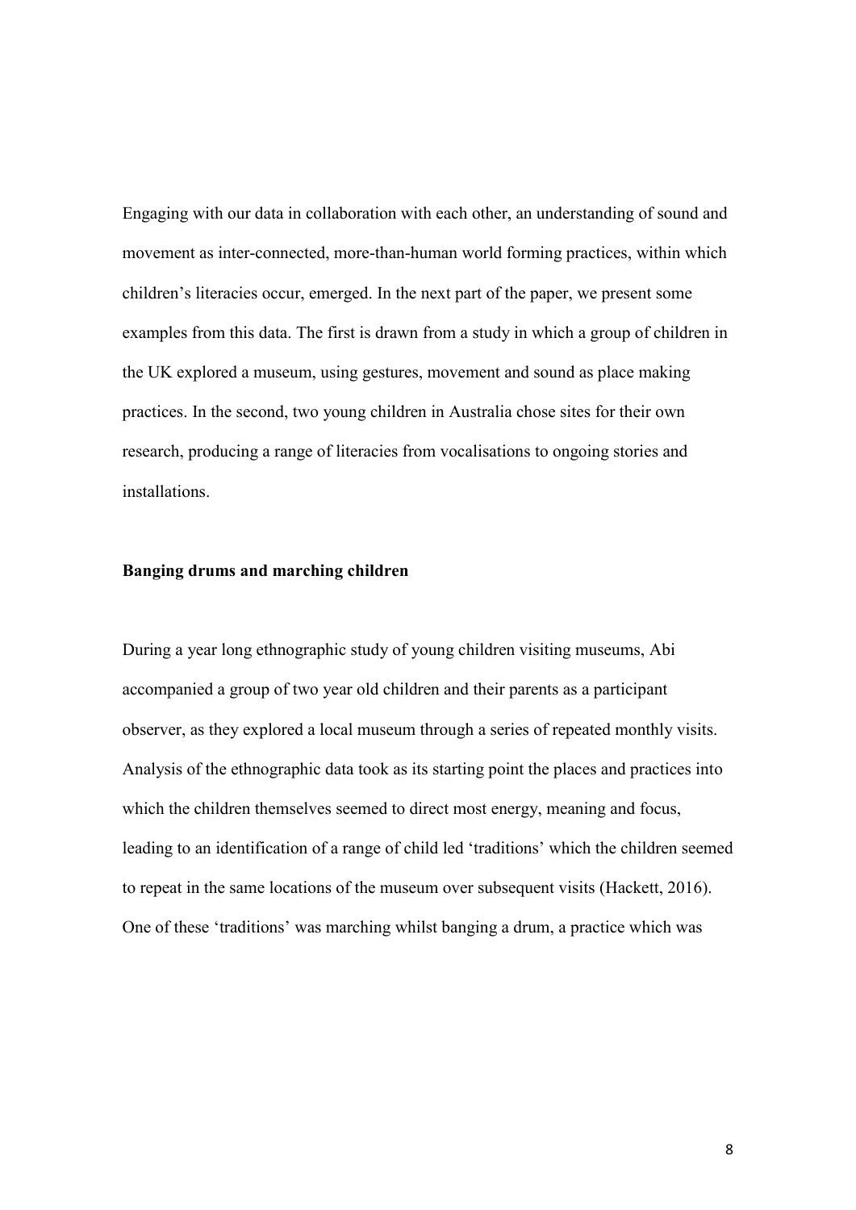Engaging with our data in collaboration with each other, an understanding of sound and movement as inter-connected, more-than-human world forming practices, within which children's literacies occur, emerged. In the next part of the paper, we present some examples from this data. The first is drawn from a study in which a group of children in the UK explored a museum, using gestures, movement and sound as place making practices. In the second, two young children in Australia chose sites for their own research, producing a range of literacies from vocalisations to ongoing stories and installations.

### Banging drums and marching children

During a year long ethnographic study of young children visiting museums, Abi accompanied a group of two year old children and their parents as a participant observer, as they explored a local museum through a series of repeated monthly visits. Analysis of the ethnographic data took as its starting point the places and practices into which the children themselves seemed to direct most energy, meaning and focus, leading to an identification of a range of child led 'traditions' which the children seemed to repeat in the same locations of the museum over subsequent visits (Hackett, 2016). One of these 'traditions' was marching whilst banging a drum, a practice which was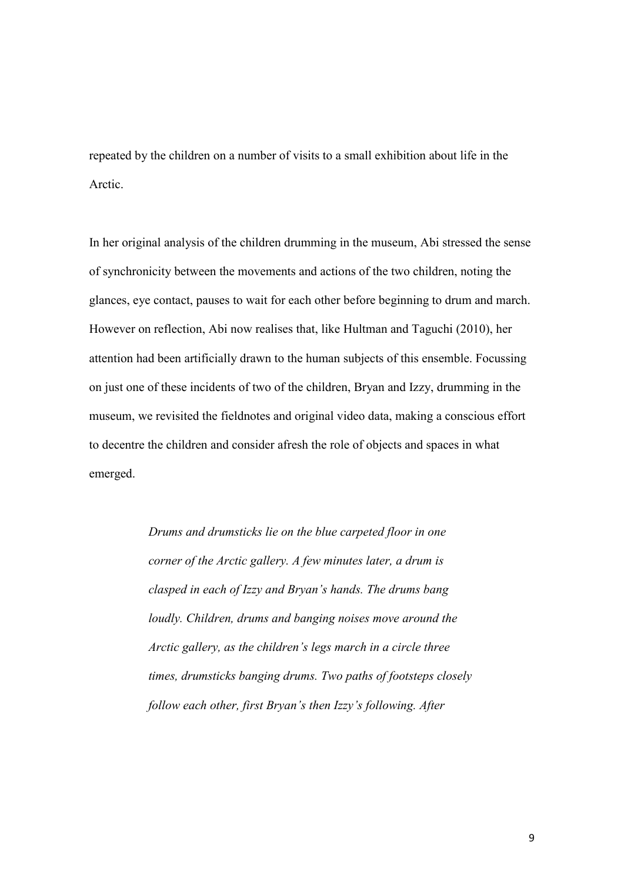repeated by the children on a number of visits to a small exhibition about life in the Arctic.

In her original analysis of the children drumming in the museum, Abi stressed the sense of synchronicity between the movements and actions of the two children, noting the glances, eye contact, pauses to wait for each other before beginning to drum and march. However on reflection, Abi now realises that, like Hultman and Taguchi (2010), her attention had been artificially drawn to the human subjects of this ensemble. Focussing on just one of these incidents of two of the children, Bryan and Izzy, drumming in the museum, we revisited the fieldnotes and original video data, making a conscious effort to decentre the children and consider afresh the role of objects and spaces in what emerged.

> *Drums and drumsticks lie on the blue carpeted floor in one corner of the Arctic gallery. A few minutes later, a drum is clasped in each of Izzy and Bryan's hands. The drums bang loudly. Children, drums and banging noises move around the Arctic gallery, as the children's legs march in a circle three times, drumsticks banging drums. Two paths of footsteps closely follow each other, first Bryan's then Izzy's following. After*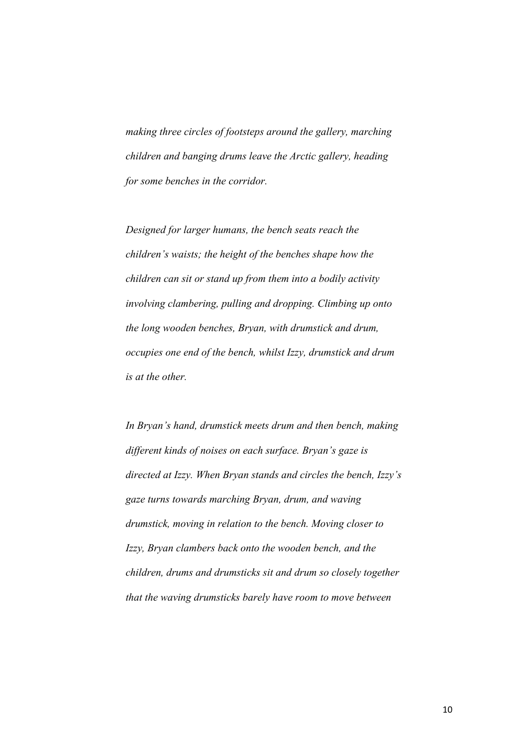*making three circles of footsteps around the gallery, marching children and banging drums leave the Arctic gallery, heading for some benches in the corridor.*

*Designed for larger humans, the bench seats reach the children's waists; the height of the benches shape how the children can sit or stand up from them into a bodily activity involving clambering, pulling and dropping. Climbing up onto the long wooden benches, Bryan, with drumstick and drum, occupies one end of the bench, whilst Izzy, drumstick and drum is at the other.*

*In Bryan's hand, drumstick meets drum and then bench, making different kinds of noises on each surface. Bryan's gaze is directed at Izzy. When Bryan stands and circles the bench, Izzy's gaze turns towards marching Bryan, drum, and waving drumstick, moving in relation to the bench. Moving closer to Izzy, Bryan clambers back onto the wooden bench, and the children, drums and drumsticks sit and drum so closely together that the waving drumsticks barely have room to move between*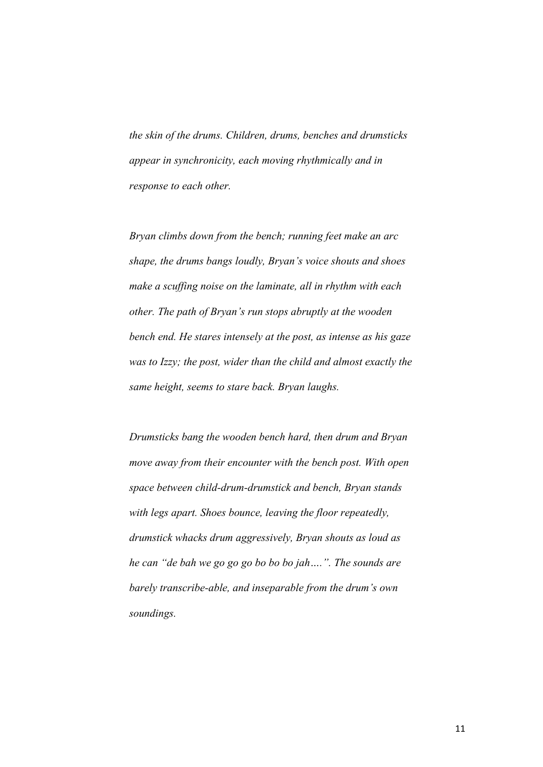*the skin of the drums. Children, drums, benches and drumsticks appear in synchronicity, each moving rhythmically and in response to each other.*

*Bryan climbs down from the bench; running feet make an arc shape, the drums bangs loudly, Bryan's voice shouts and shoes make a scuffing noise on the laminate, all in rhythm with each other. The path of Bryan's run stops abruptly at the wooden bench end. He stares intensely at the post, as intense as his gaze was to Izzy; the post, wider than the child and almost exactly the same height, seems to stare back. Bryan laughs.*

*Drumsticks bang the wooden bench hard, then drum and Bryan move away from their encounter with the bench post. With open space between child-drum-drumstick and bench, Bryan stands with legs apart. Shoes bounce, leaving the floor repeatedly, drumstick whacks drum aggressively, Bryan shouts as loud as he can "de bah we go go go bo bo bo jah….". The sounds are barely transcribe-able, and inseparable from the drum's own soundings.*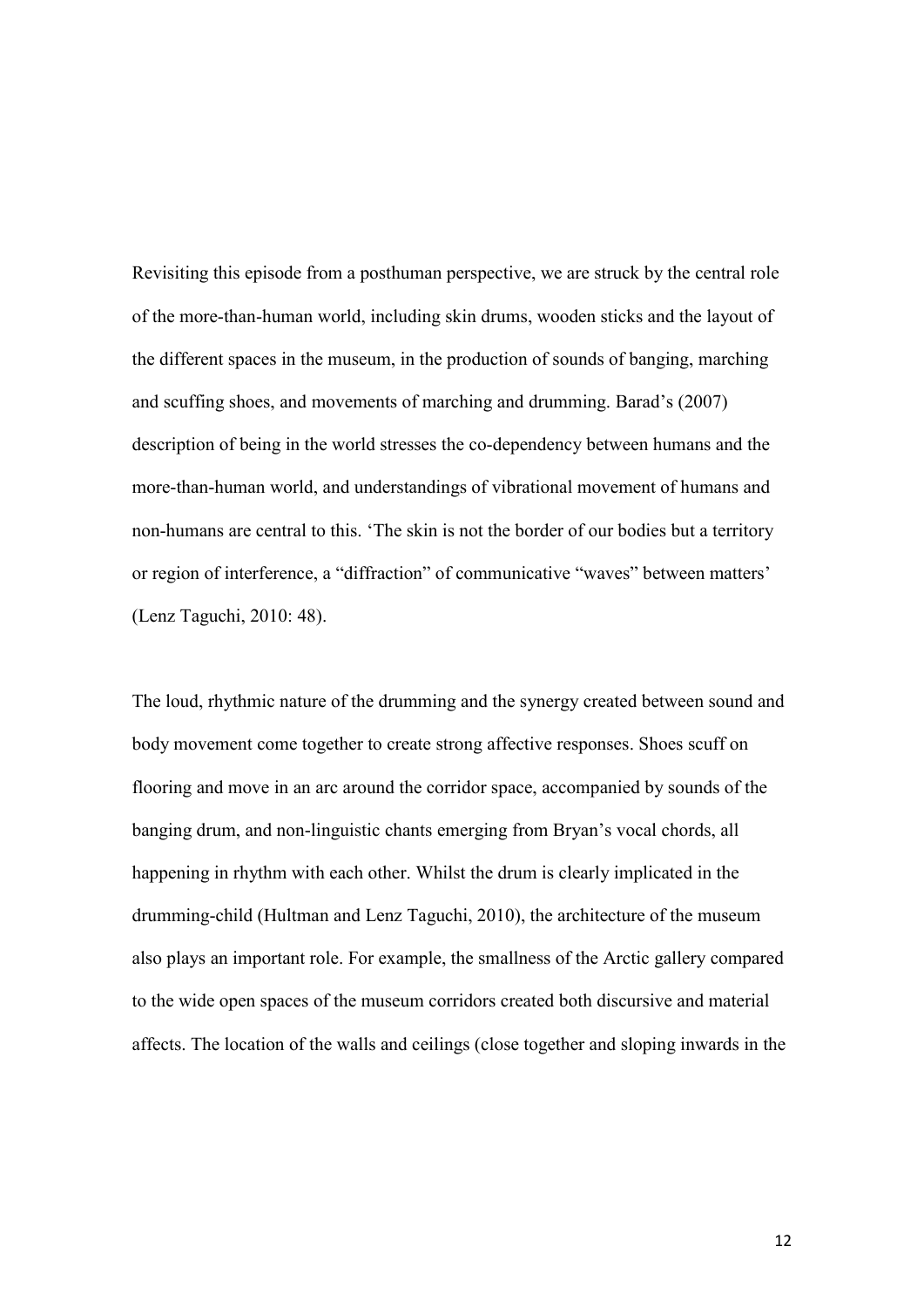Revisiting this episode from a posthuman perspective, we are struck by the central role of the more-than-human world, including skin drums, wooden sticks and the layout of the different spaces in the museum, in the production of sounds of banging, marching and scuffing shoes, and movements of marching and drumming. Barad's (2007) description of being in the world stresses the co-dependency between humans and the more-than-human world, and understandings of vibrational movement of humans and non-humans are central to this. 'The skin is not the border of our bodies but a territory or region of interference, a "diffraction" of communicative "waves" between matters' (Lenz Taguchi, 2010: 48).

The loud, rhythmic nature of the drumming and the synergy created between sound and body movement come together to create strong affective responses. Shoes scuff on flooring and move in an arc around the corridor space, accompanied by sounds of the banging drum, and non-linguistic chants emerging from Bryan's vocal chords, all happening in rhythm with each other. Whilst the drum is clearly implicated in the drumming-child (Hultman and Lenz Taguchi, 2010), the architecture of the museum also plays an important role. For example, the smallness of the Arctic gallery compared to the wide open spaces of the museum corridors created both discursive and material affects. The location of the walls and ceilings (close together and sloping inwards in the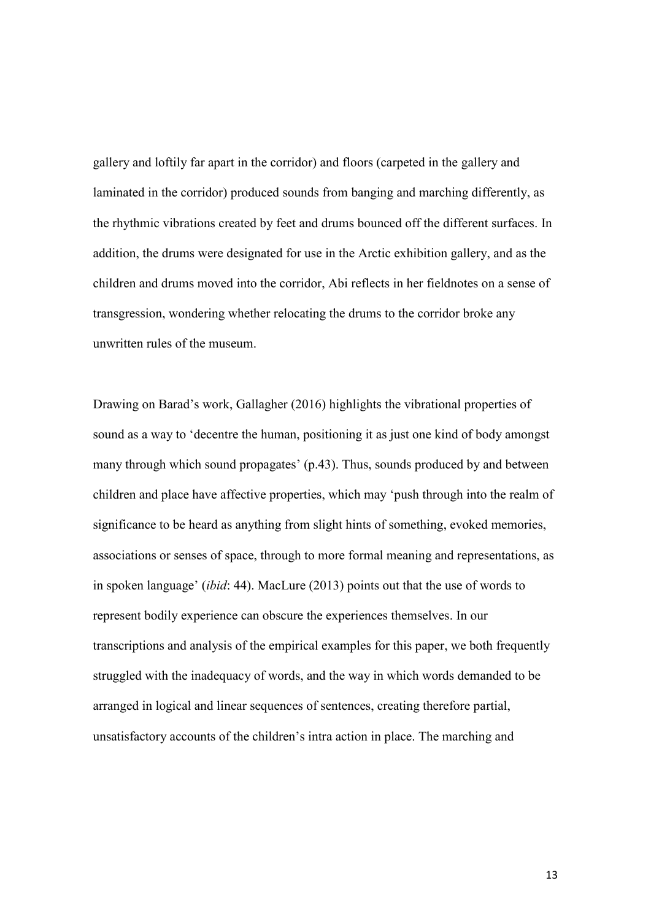gallery and loftily far apart in the corridor) and floors (carpeted in the gallery and laminated in the corridor) produced sounds from banging and marching differently, as the rhythmic vibrations created by feet and drums bounced off the different surfaces. In addition, the drums were designated for use in the Arctic exhibition gallery, and as the children and drums moved into the corridor, Abi reflects in her fieldnotes on a sense of transgression, wondering whether relocating the drums to the corridor broke any unwritten rules of the museum.

Drawing on Barad's work, Gallagher (2016) highlights the vibrational properties of sound as a way to 'decentre the human, positioning it as just one kind of body amongst many through which sound propagates' (p.43). Thus, sounds produced by and between children and place have affective properties, which may 'push through into the realm of significance to be heard as anything from slight hints of something, evoked memories, associations or senses of space, through to more formal meaning and representations, as in spoken language' (*ibid*: 44). MacLure (2013) points out that the use of words to represent bodily experience can obscure the experiences themselves. In our transcriptions and analysis of the empirical examples for this paper, we both frequently struggled with the inadequacy of words, and the way in which words demanded to be arranged in logical and linear sequences of sentences, creating therefore partial, unsatisfactory accounts of the children's intra action in place. The marching and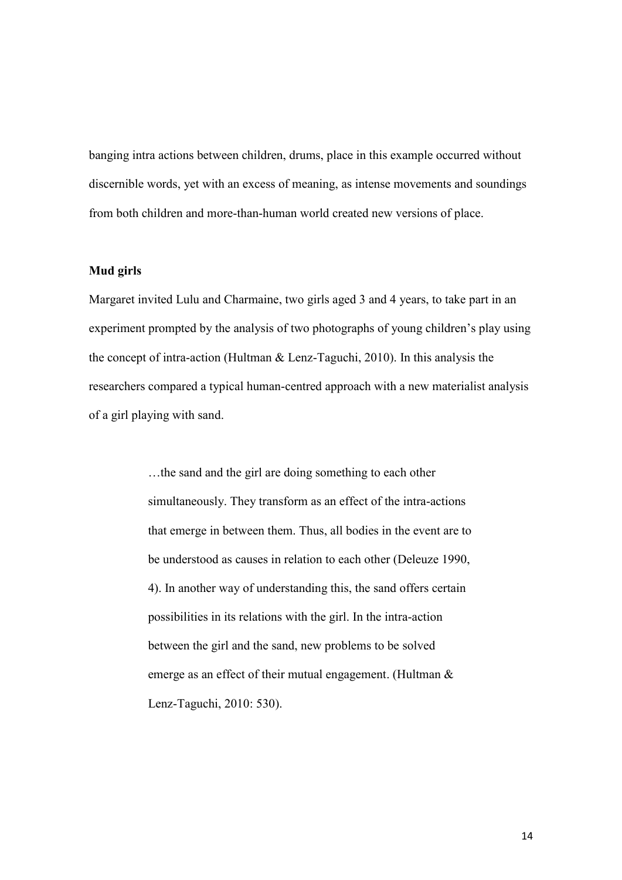banging intra actions between children, drums, place in this example occurred without discernible words, yet with an excess of meaning, as intense movements and soundings from both children and more-than-human world created new versions of place.

**Mud girls**

Margaret invited Lulu and Charmaine, two girls aged 3 and 4 years, to take part in an experiment prompted by the analysis of two photographs of young children's play using the concept of intra-action (Hultman & Lenz-Taguchi, 2010). In this analysis the researchers compared a typical human-centred approach with a new materialist analysis of a girl playing with sand.

> …the sand and the girl are doing something to each other simultaneously. They transform as an effect of the intra-actions that emerge in between them. Thus, all bodies in the event are to be understood as causes in relation to each other (Deleuze 1990, 4). In another way of understanding this, the sand offers certain possibilities in its relations with the girl. In the intra-action between the girl and the sand, new problems to be solved emerge as an effect of their mutual engagement. (Hultman & Lenz-Taguchi, 2010: 530).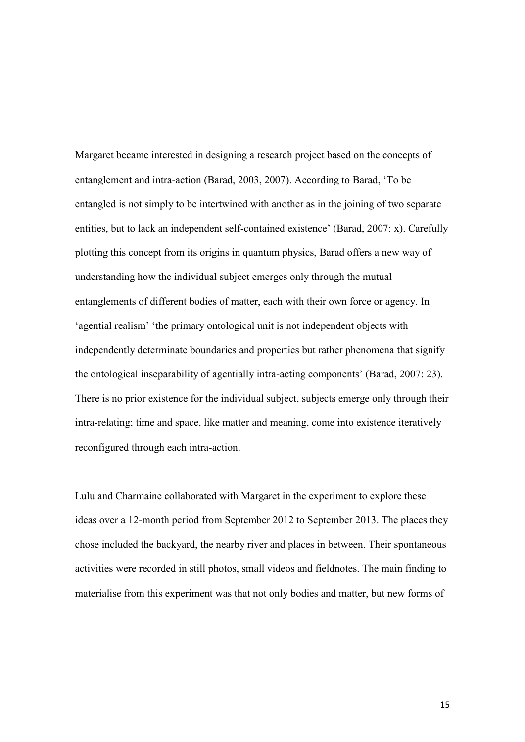Margaret became interested in designing a research project based on the concepts of entanglement and intra-action (Barad, 2003, 2007). According to Barad, 'To be entangled is not simply to be intertwined with another as in the joining of two separate entities, but to lack an independent self-contained existence' (Barad, 2007: x). Carefully plotting this concept from its origins in quantum physics, Barad offers a new way of understanding how the individual subject emerges only through the mutual entanglements of different bodies of matter, each with their own force or agency. In 'agential realism' 'the primary ontological unit is not independent objects with independently determinate boundaries and properties but rather phenomena that signify the ontological inseparability of agentially intra-acting components' (Barad, 2007: 23). There is no prior existence for the individual subject, subjects emerge only through their intra-relating; time and space, like matter and meaning, come into existence iteratively reconfigured through each intra-action.

Lulu and Charmaine collaborated with Margaret in the experiment to explore these ideas over a 12-month period from September 2012 to September 2013. The places they chose included the backyard, the nearby river and places in between. Their spontaneous activities were recorded in still photos, small videos and fieldnotes. The main finding to materialise from this experiment was that not only bodies and matter, but new forms of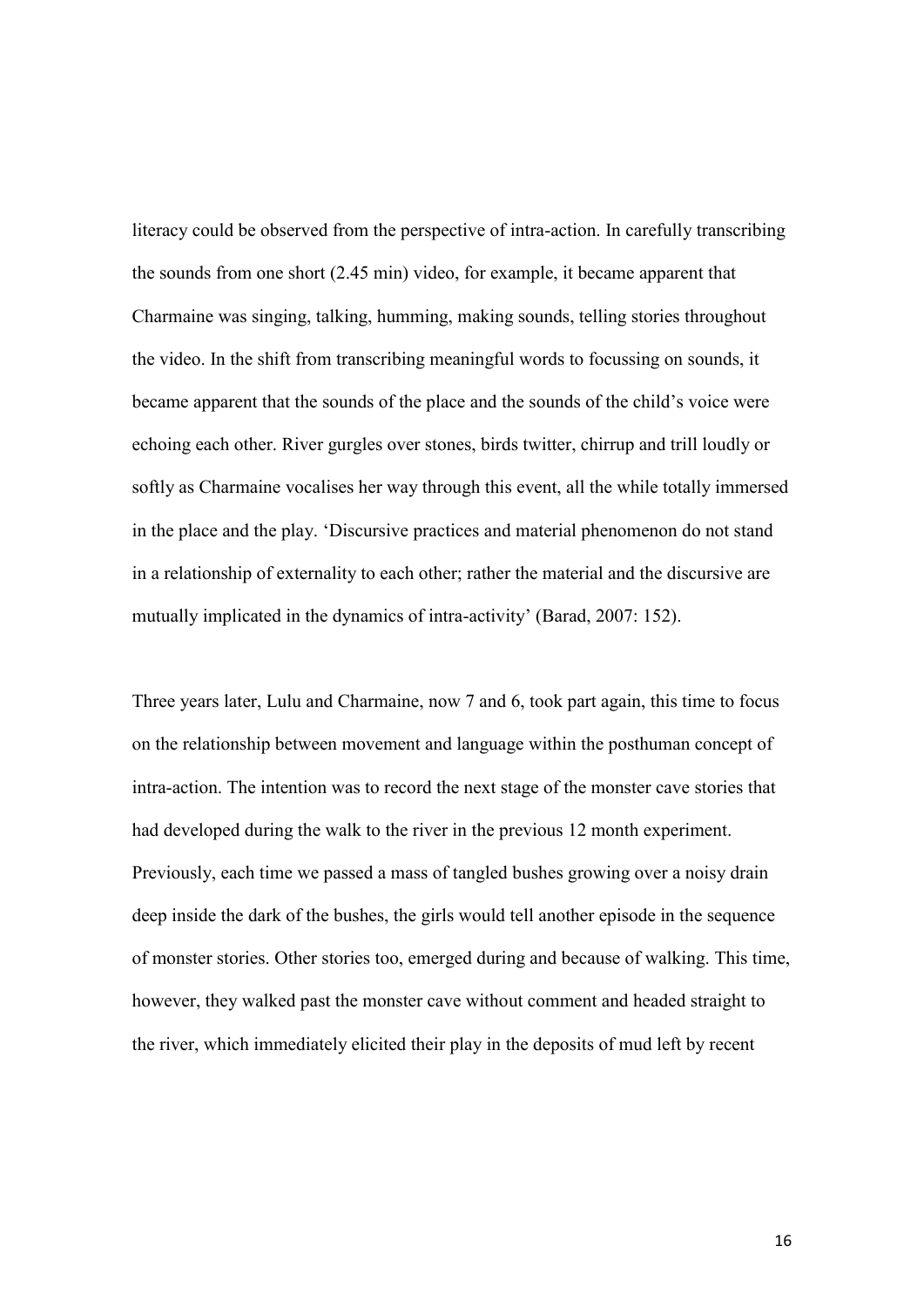literacy could be observed from the perspective of intra-action. In carefully transcribing the sounds from one short (2.45 min) video, for example, it became apparent that Charmaine was singing, talking, humming, making sounds, telling stories throughout the video. In the shift from transcribing meaningful words to focussing on sounds, it became apparent that the sounds of the place and the sounds of the child's voice were echoing each other. River gurgles over stones, birds twitter, chirrup and trill loudly or softly as Charmaine vocalises her way through this event, all the while totally immersed in the place and the play. 'Discursive practices and material phenomenon do not stand in a relationship of externality to each other; rather the material and the discursive are mutually implicated in the dynamics of intra-activity' (Barad, 2007: 152).

Three years later, Lulu and Charmaine, now 7 and 6, took part again, this time to focus on the relationship between movement and language within the posthuman concept of intra-action. The intention was to record the next stage of the monster cave stories that had developed during the walk to the river in the previous 12 month experiment. Previously, each time we passed a mass of tangled bushes growing over a noisy drain deep inside the dark of the bushes, the girls would tell another episode in the sequence of monster stories. Other stories too, emerged during and because of walking. This time, however, they walked past the monster cave without comment and headed straight to the river, which immediately elicited their play in the deposits of mud left by recent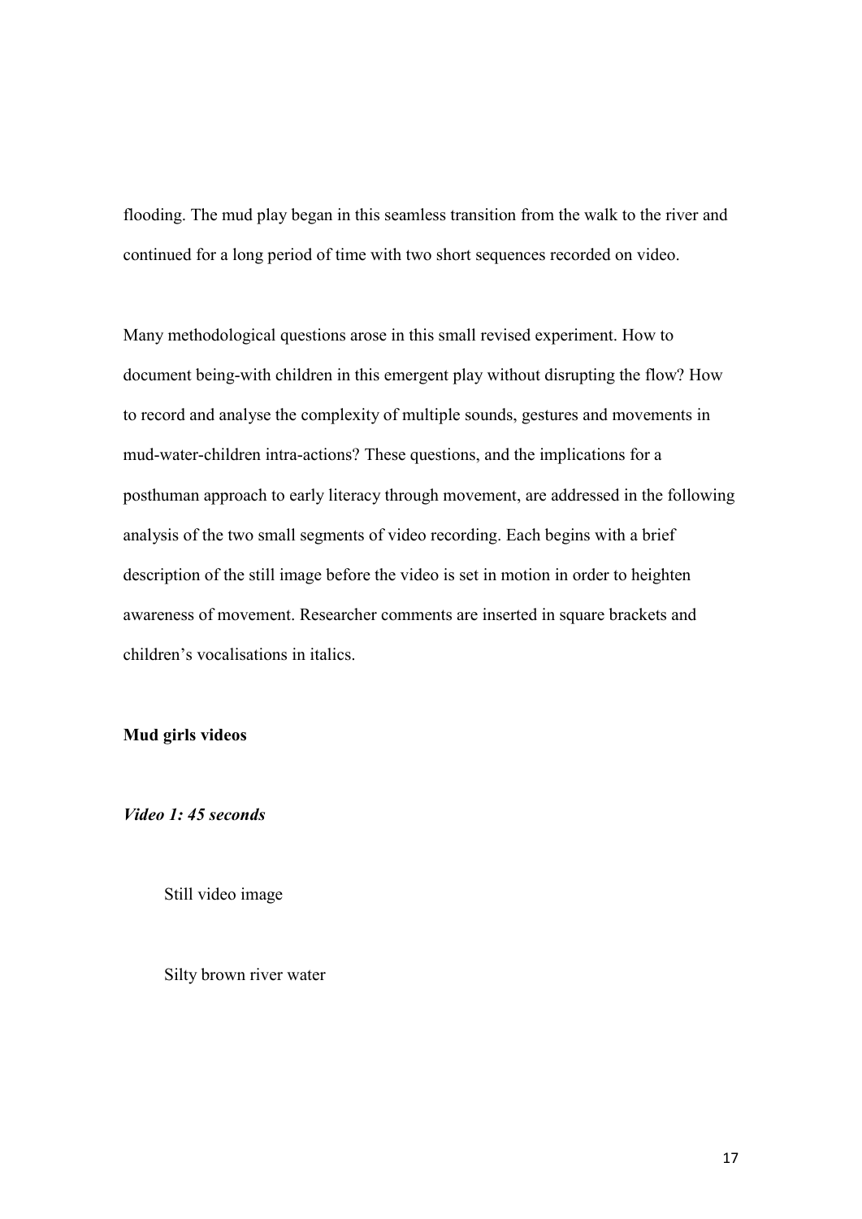flooding. The mud play began in this seamless transition from the walk to the river and continued for a long period of time with two short sequences recorded on video.

Many methodological questions arose in this small revised experiment. How to document being-with children in this emergent play without disrupting the flow? How to record and analyse the complexity of multiple sounds, gestures and movements in mud-water-children intra-actions? These questions, and the implications for a posthuman approach to early literacy through movement, are addressed in the following analysis of the two small segments of video recording. Each begins with a brief description of the still image before the video is set in motion in order to heighten awareness of movement. Researcher comments are inserted in square brackets and children's vocalisations in italics.

**Mud girls videos**

***Video 1: 45 seconds***

Still video image

Silty brown river water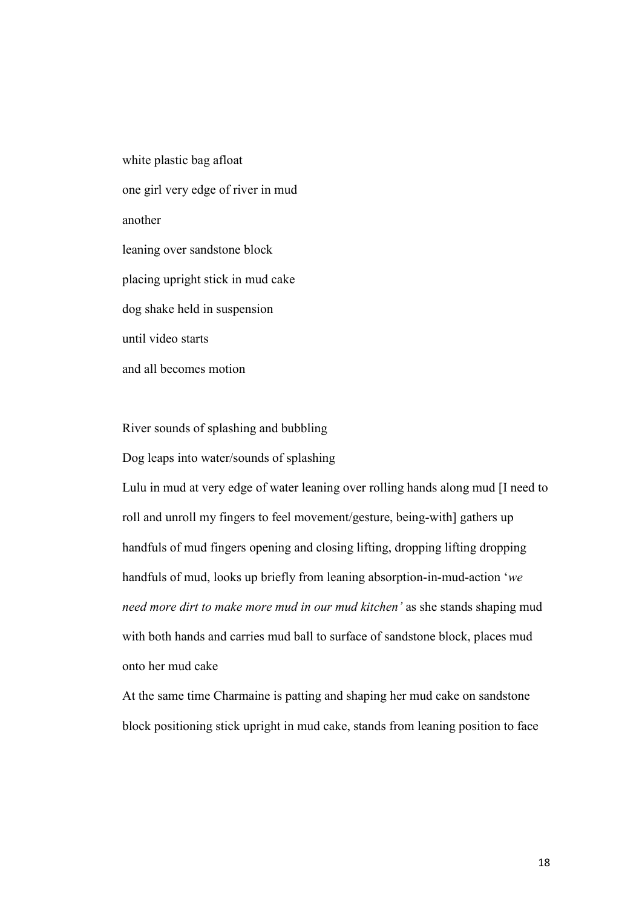white plastic bag afloat

one girl very edge of river in mud

another

leaning over sandstone block

placing upright stick in mud cake

dog shake held in suspension

until video starts

and all becomes motion

River sounds of splashing and bubbling

Dog leaps into water/sounds of splashing

Lulu in mud at very edge of water leaning over rolling hands along mud [I need to roll and unroll my fingers to feel movement/gesture, being-with] gathers up handfuls of mud fingers opening and closing lifting, dropping lifting dropping handfuls of mud, looks up briefly from leaning absorption-in-mud-action '*we need more dirt to make more mud in our mud kitchen'* as she stands shaping mud with both hands and carries mud ball to surface of sandstone block, places mud onto her mud cake

At the same time Charmaine is patting and shaping her mud cake on sandstone block positioning stick upright in mud cake, stands from leaning position to face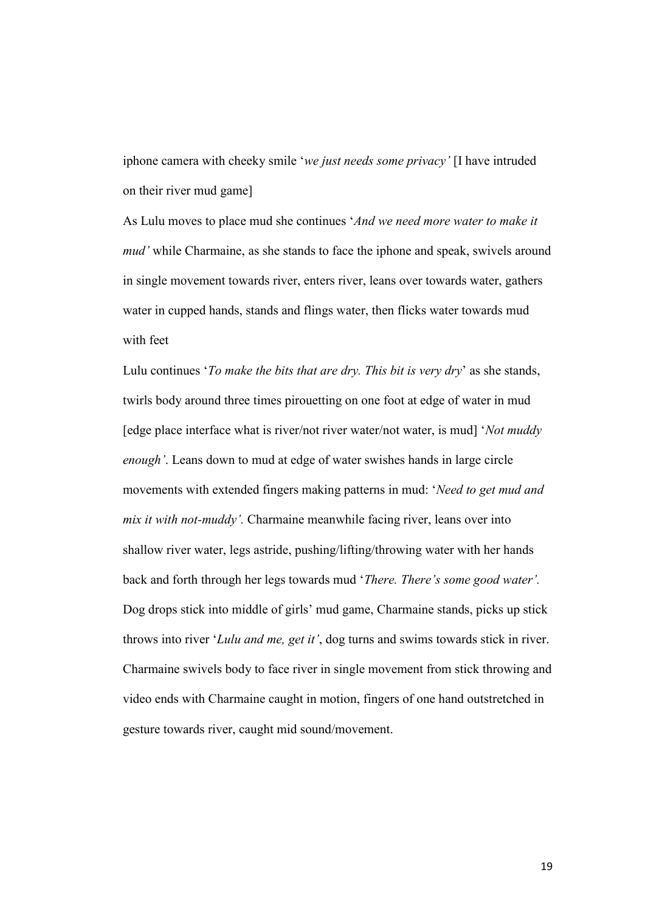iphone camera with cheeky smile '*we just needs some privacy'* [I have intruded on their river mud game]

As Lulu moves to place mud she continues '*And we need more water to make it mud'* while Charmaine, as she stands to face the iphone and speak, swivels around in single movement towards river, enters river, leans over towards water, gathers water in cupped hands, stands and flings water, then flicks water towards mud with feet

Lulu continues '*To make the bits that are dry. This bit is very dry*' as she stands, twirls body around three times pirouetting on one foot at edge of water in mud [edge place interface what is river/not river water/not water, is mud] '*Not muddy enough'*. Leans down to mud at edge of water swishes hands in large circle movements with extended fingers making patterns in mud: '*Need to get mud and mix it with not-muddy'.* Charmaine meanwhile facing river, leans over into shallow river water, legs astride, pushing/lifting/throwing water with her hands back and forth through her legs towards mud '*There. There's some good water'.* Dog drops stick into middle of girls' mud game, Charmaine stands, picks up stick throws into river '*Lulu and me, get it'*, dog turns and swims towards stick in river. Charmaine swivels body to face river in single movement from stick throwing and video ends with Charmaine caught in motion, fingers of one hand outstretched in gesture towards river, caught mid sound/movement.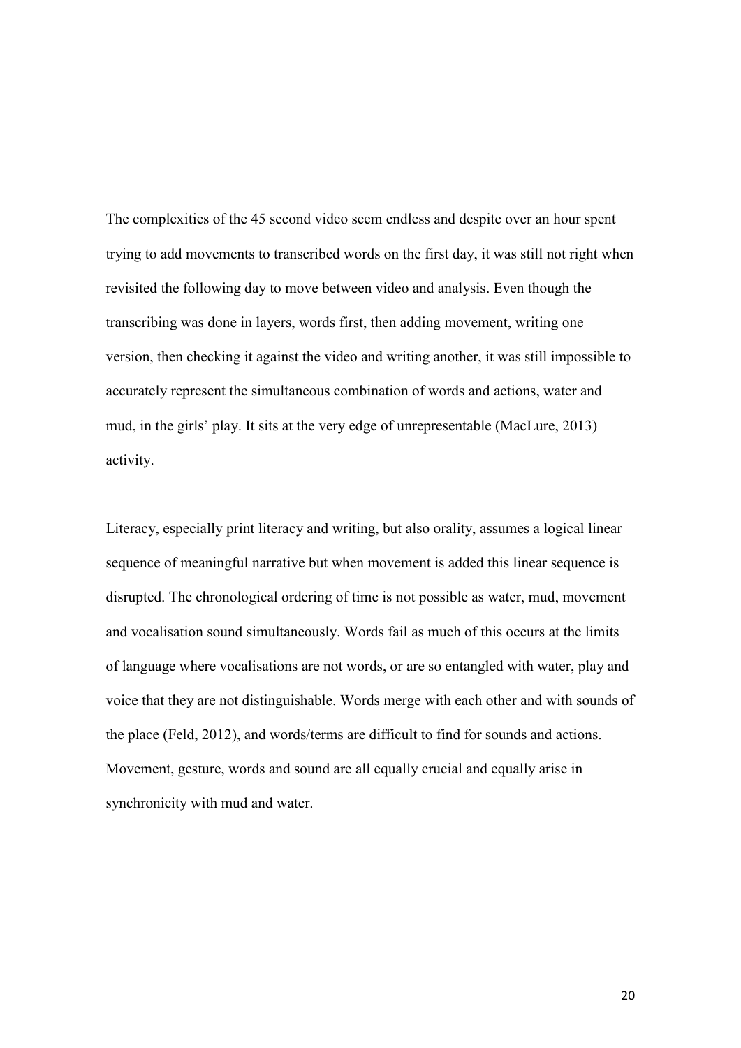The complexities of the 45 second video seem endless and despite over an hour spent trying to add movements to transcribed words on the first day, it was still not right when revisited the following day to move between video and analysis. Even though the transcribing was done in layers, words first, then adding movement, writing one version, then checking it against the video and writing another, it was still impossible to accurately represent the simultaneous combination of words and actions, water and mud, in the girls' play. It sits at the very edge of unrepresentable (MacLure, 2013) activity.

Literacy, especially print literacy and writing, but also orality, assumes a logical linear sequence of meaningful narrative but when movement is added this linear sequence is disrupted. The chronological ordering of time is not possible as water, mud, movement and vocalisation sound simultaneously. Words fail as much of this occurs at the limits of language where vocalisations are not words, or are so entangled with water, play and voice that they are not distinguishable. Words merge with each other and with sounds of the place (Feld, 2012), and words/terms are difficult to find for sounds and actions. Movement, gesture, words and sound are all equally crucial and equally arise in synchronicity with mud and water.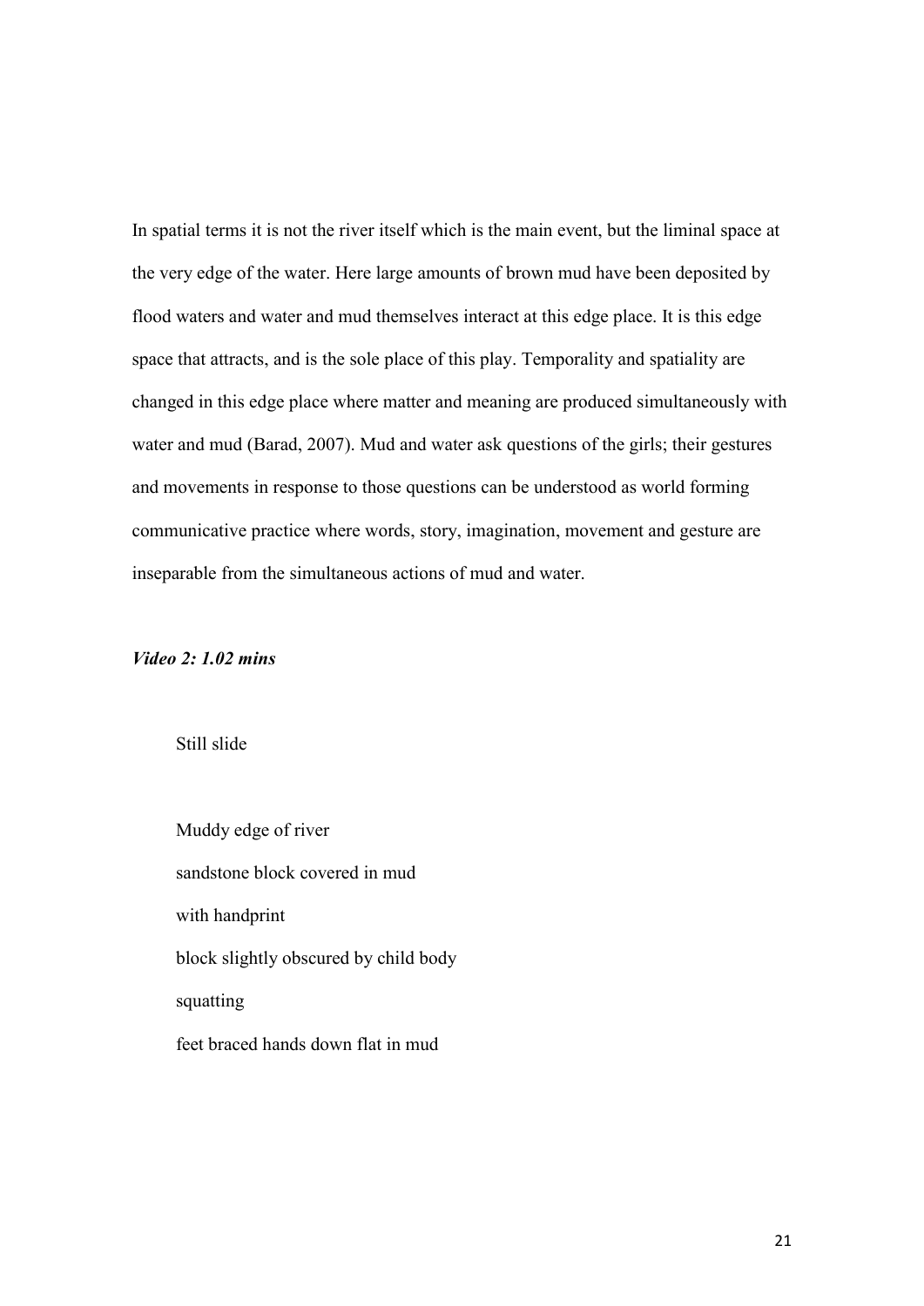In spatial terms it is not the river itself which is the main event, but the liminal space at the very edge of the water. Here large amounts of brown mud have been deposited by flood waters and water and mud themselves interact at this edge place. It is this edge space that attracts, and is the sole place of this play. Temporality and spatiality are changed in this edge place where matter and meaning are produced simultaneously with water and mud (Barad, 2007). Mud and water ask questions of the girls; their gestures and movements in response to those questions can be understood as world forming communicative practice where words, story, imagination, movement and gesture are inseparable from the simultaneous actions of mud and water.

***Video 2: 1.02 mins***

Still slide

Muddy edge of river  
sandstone block covered in mud  
with handprint  
block slightly obscured by child body  
squatting  
feet braced hands down flat in mud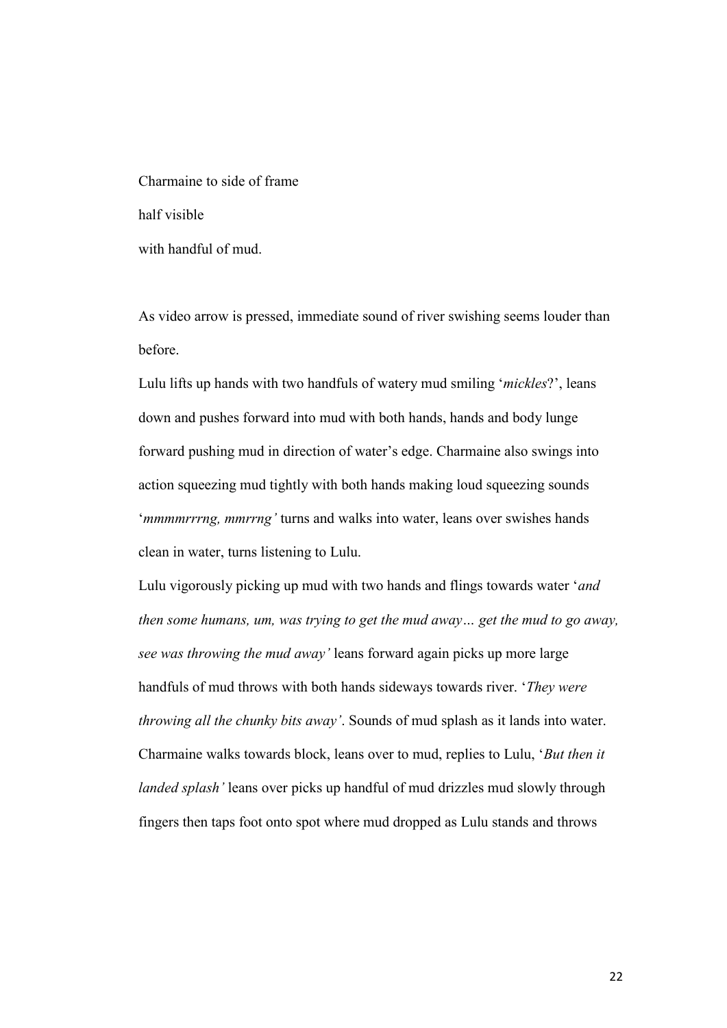Charmaine to side of frame

half visible

with handful of mud.

As video arrow is pressed, immediate sound of river swishing seems louder than before.

Lulu lifts up hands with two handfuls of watery mud smiling '*mickles*?', leans down and pushes forward into mud with both hands, hands and body lunge forward pushing mud in direction of water's edge. Charmaine also swings into action squeezing mud tightly with both hands making loud squeezing sounds '*mmmmrrrng, mmrrng'* turns and walks into water, leans over swishes hands clean in water, turns listening to Lulu.

Lulu vigorously picking up mud with two hands and flings towards water '*and then some humans, um, was trying to get the mud away… get the mud to go away, see was throwing the mud away'* leans forward again picks up more large handfuls of mud throws with both hands sideways towards river. '*They were throwing all the chunky bits away'*. Sounds of mud splash as it lands into water. Charmaine walks towards block, leans over to mud, replies to Lulu, '*But then it landed splash'* leans over picks up handful of mud drizzles mud slowly through fingers then taps foot onto spot where mud dropped as Lulu stands and throws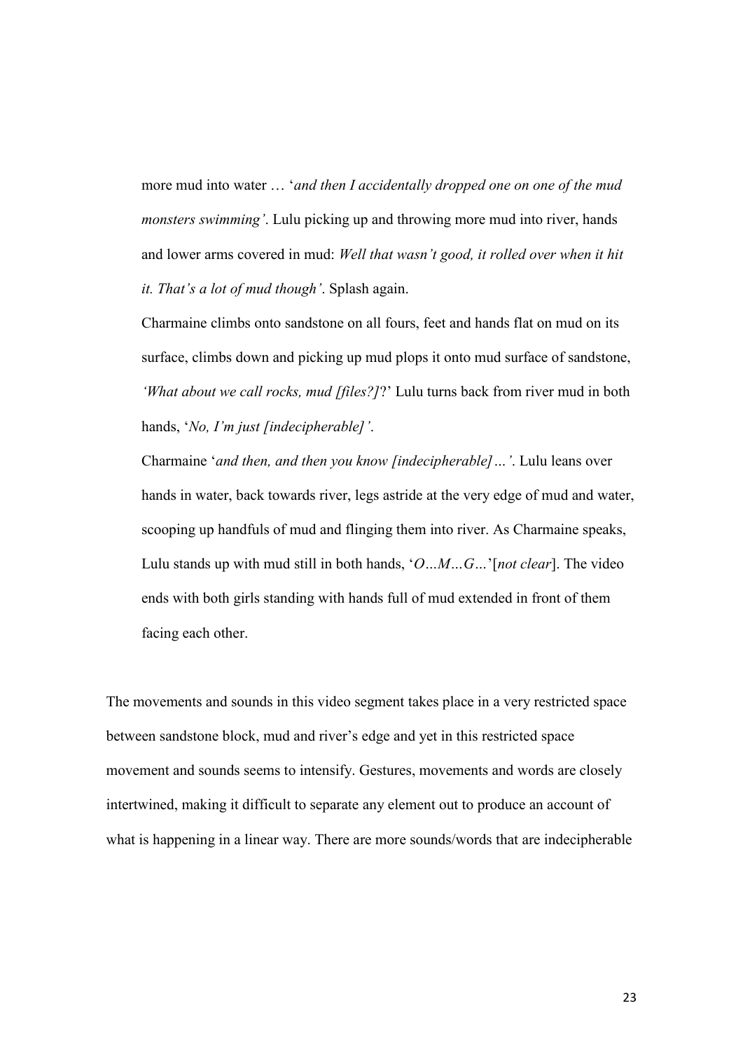more mud into water … '*and then I accidentally dropped one on one of the mud monsters swimming'*. Lulu picking up and throwing more mud into river, hands and lower arms covered in mud: *Well that wasn't good, it rolled over when it hit it. That's a lot of mud though'*. Splash again.

Charmaine climbs onto sandstone on all fours, feet and hands flat on mud on its surface, climbs down and picking up mud plops it onto mud surface of sandstone, *'What about we call rocks, mud [files?]*?' Lulu turns back from river mud in both hands, '*No, I'm just [indecipherable]'*.

Charmaine '*and then, and then you know [indecipherable]…'*. Lulu leans over hands in water, back towards river, legs astride at the very edge of mud and water, scooping up handfuls of mud and flinging them into river. As Charmaine speaks, Lulu stands up with mud still in both hands, '*O…M…G…*'[*not clear*]. The video ends with both girls standing with hands full of mud extended in front of them facing each other.

The movements and sounds in this video segment takes place in a very restricted space between sandstone block, mud and river's edge and yet in this restricted space movement and sounds seems to intensify. Gestures, movements and words are closely intertwined, making it difficult to separate any element out to produce an account of what is happening in a linear way. There are more sounds/words that are indecipherable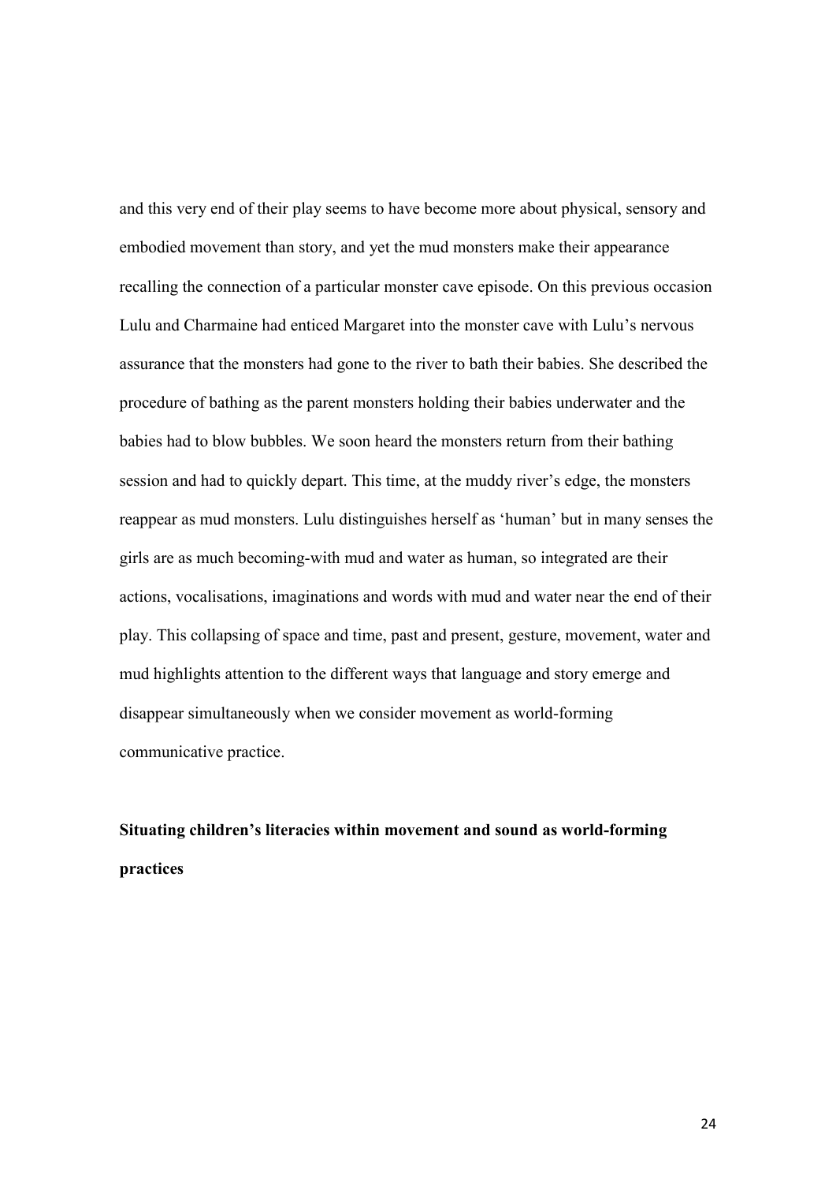and this very end of their play seems to have become more about physical, sensory and embodied movement than story, and yet the mud monsters make their appearance recalling the connection of a particular monster cave episode. On this previous occasion Lulu and Charmaine had enticed Margaret into the monster cave with Lulu's nervous assurance that the monsters had gone to the river to bath their babies. She described the procedure of bathing as the parent monsters holding their babies underwater and the babies had to blow bubbles. We soon heard the monsters return from their bathing session and had to quickly depart. This time, at the muddy river's edge, the monsters reappear as mud monsters. Lulu distinguishes herself as 'human' but in many senses the girls are as much becoming-with mud and water as human, so integrated are their actions, vocalisations, imaginations and words with mud and water near the end of their play. This collapsing of space and time, past and present, gesture, movement, water and mud highlights attention to the different ways that language and story emerge and disappear simultaneously when we consider movement as world-forming communicative practice.

## Situating children's literacies within movement and sound as world-forming practices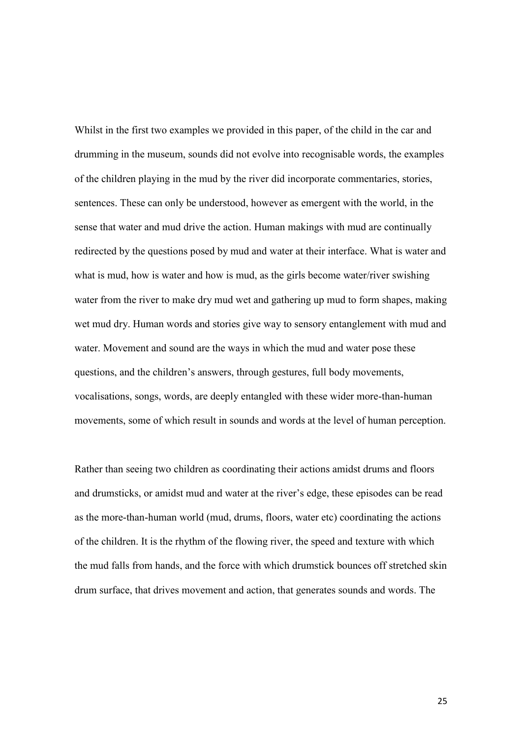Whilst in the first two examples we provided in this paper, of the child in the car and drumming in the museum, sounds did not evolve into recognisable words, the examples of the children playing in the mud by the river did incorporate commentaries, stories, sentences. These can only be understood, however as emergent with the world, in the sense that water and mud drive the action. Human makings with mud are continually redirected by the questions posed by mud and water at their interface. What is water and what is mud, how is water and how is mud, as the girls become water/river swishing water from the river to make dry mud wet and gathering up mud to form shapes, making wet mud dry. Human words and stories give way to sensory entanglement with mud and water. Movement and sound are the ways in which the mud and water pose these questions, and the children's answers, through gestures, full body movements, vocalisations, songs, words, are deeply entangled with these wider more-than-human movements, some of which result in sounds and words at the level of human perception.

Rather than seeing two children as coordinating their actions amidst drums and floors and drumsticks, or amidst mud and water at the river's edge, these episodes can be read as the more-than-human world (mud, drums, floors, water etc) coordinating the actions of the children. It is the rhythm of the flowing river, the speed and texture with which the mud falls from hands, and the force with which drumstick bounces off stretched skin drum surface, that drives movement and action, that generates sounds and words. The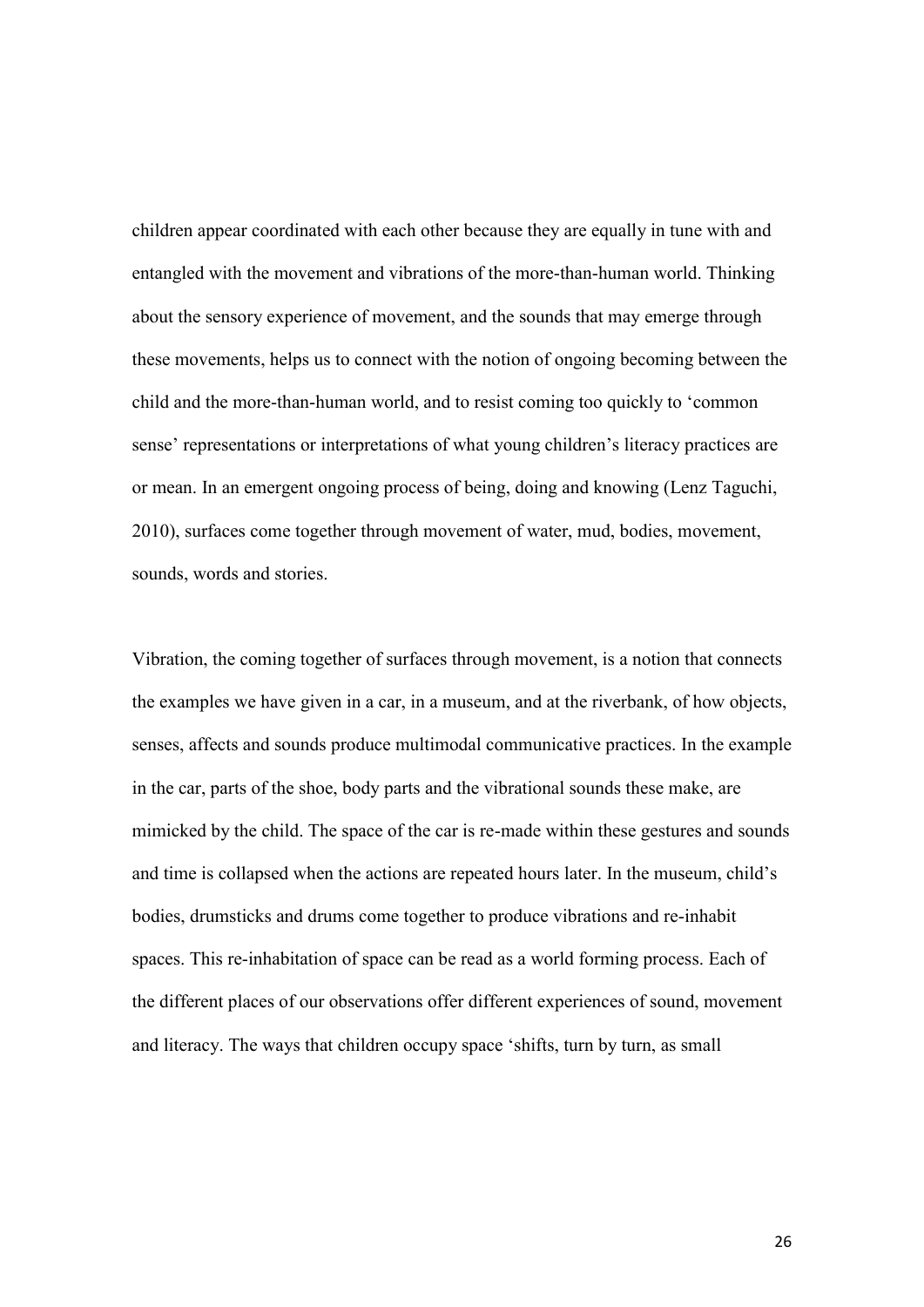children appear coordinated with each other because they are equally in tune with and entangled with the movement and vibrations of the more-than-human world. Thinking about the sensory experience of movement, and the sounds that may emerge through these movements, helps us to connect with the notion of ongoing becoming between the child and the more-than-human world, and to resist coming too quickly to 'common sense' representations or interpretations of what young children's literacy practices are or mean. In an emergent ongoing process of being, doing and knowing (Lenz Taguchi, 2010), surfaces come together through movement of water, mud, bodies, movement, sounds, words and stories.

Vibration, the coming together of surfaces through movement, is a notion that connects the examples we have given in a car, in a museum, and at the riverbank, of how objects, senses, affects and sounds produce multimodal communicative practices. In the example in the car, parts of the shoe, body parts and the vibrational sounds these make, are mimicked by the child. The space of the car is re-made within these gestures and sounds and time is collapsed when the actions are repeated hours later. In the museum, child's bodies, drumsticks and drums come together to produce vibrations and re-inhabit spaces. This re-inhabitation of space can be read as a world forming process. Each of the different places of our observations offer different experiences of sound, movement and literacy. The ways that children occupy space 'shifts, turn by turn, as small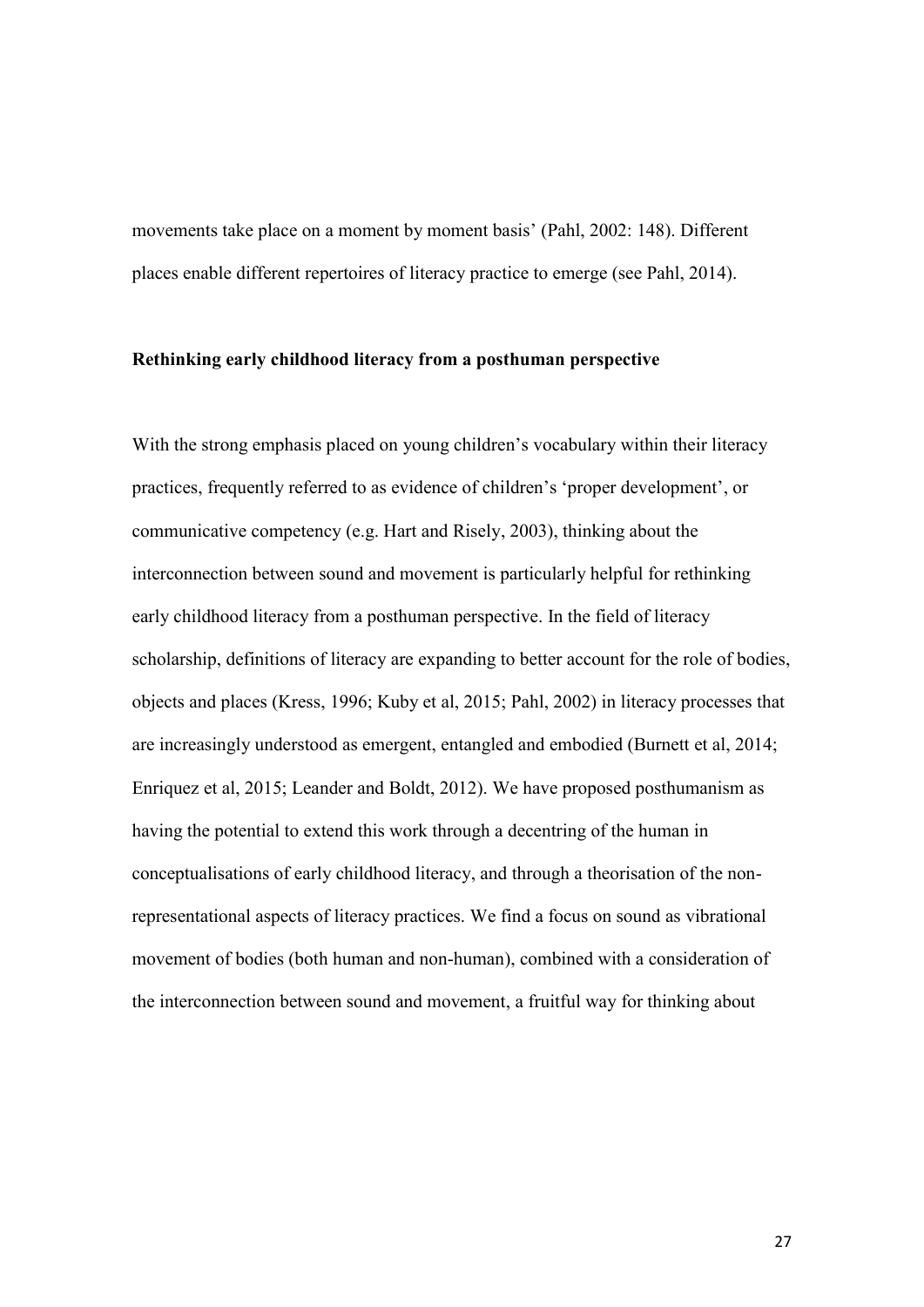movements take place on a moment by moment basis' (Pahl, 2002: 148). Different places enable different repertoires of literacy practice to emerge (see Pahl, 2014).

**Rethinking early childhood literacy from a posthuman perspective**

With the strong emphasis placed on young children's vocabulary within their literacy practices, frequently referred to as evidence of children's 'proper development', or communicative competency (e.g. Hart and Risely, 2003), thinking about the interconnection between sound and movement is particularly helpful for rethinking early childhood literacy from a posthuman perspective. In the field of literacy scholarship, definitions of literacy are expanding to better account for the role of bodies, objects and places (Kress, 1996; Kuby et al, 2015; Pahl, 2002) in literacy processes that are increasingly understood as emergent, entangled and embodied (Burnett et al, 2014; Enriquez et al, 2015; Leander and Boldt, 2012). We have proposed posthumanism as having the potential to extend this work through a decentring of the human in conceptualisations of early childhood literacy, and through a theorisation of the non-representational aspects of literacy practices. We find a focus on sound as vibrational movement of bodies (both human and non-human), combined with a consideration of the interconnection between sound and movement, a fruitful way for thinking about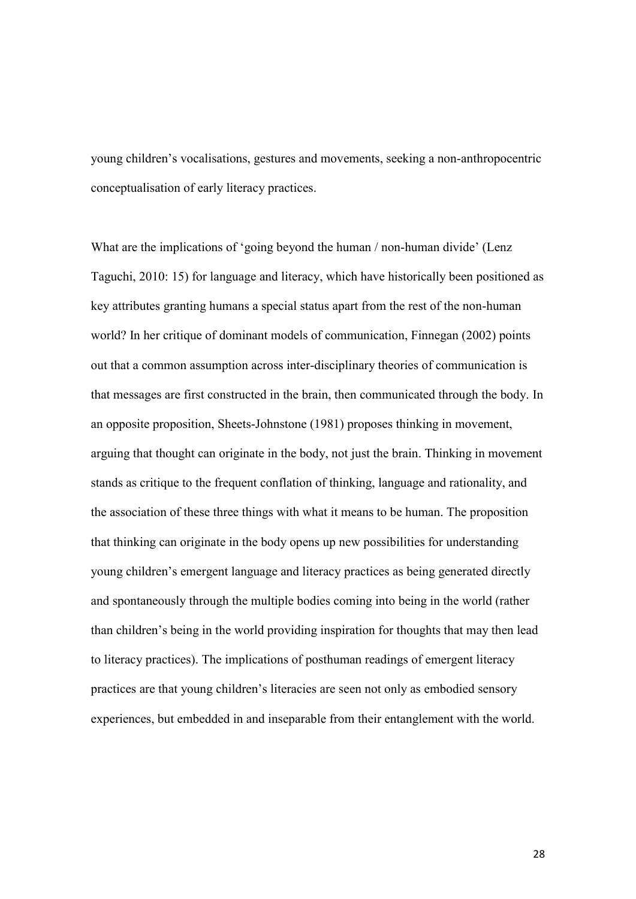young children's vocalisations, gestures and movements, seeking a non-anthropocentric conceptualisation of early literacy practices.

What are the implications of 'going beyond the human / non-human divide' (Lenz Taguchi, 2010: 15) for language and literacy, which have historically been positioned as key attributes granting humans a special status apart from the rest of the non-human world? In her critique of dominant models of communication, Finnegan (2002) points out that a common assumption across inter-disciplinary theories of communication is that messages are first constructed in the brain, then communicated through the body. In an opposite proposition, Sheets-Johnstone (1981) proposes thinking in movement, arguing that thought can originate in the body, not just the brain. Thinking in movement stands as critique to the frequent conflation of thinking, language and rationality, and the association of these three things with what it means to be human. The proposition that thinking can originate in the body opens up new possibilities for understanding young children's emergent language and literacy practices as being generated directly and spontaneously through the multiple bodies coming into being in the world (rather than children's being in the world providing inspiration for thoughts that may then lead to literacy practices). The implications of posthuman readings of emergent literacy practices are that young children's literacies are seen not only as embodied sensory experiences, but embedded in and inseparable from their entanglement with the world.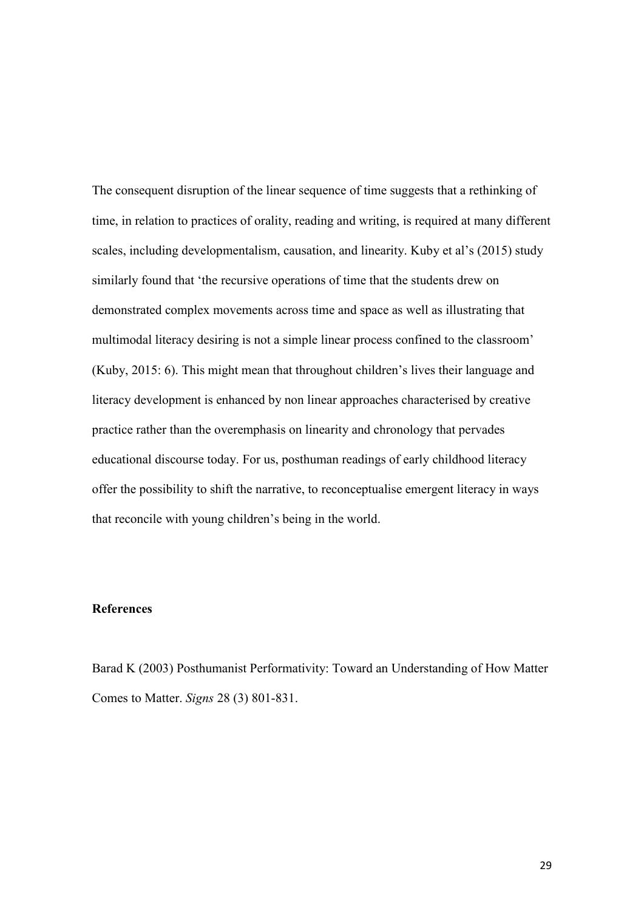The consequent disruption of the linear sequence of time suggests that a rethinking of time, in relation to practices of orality, reading and writing, is required at many different scales, including developmentalism, causation, and linearity. Kuby et al's (2015) study similarly found that 'the recursive operations of time that the students drew on demonstrated complex movements across time and space as well as illustrating that multimodal literacy desiring is not a simple linear process confined to the classroom' (Kuby, 2015: 6). This might mean that throughout children's lives their language and literacy development is enhanced by non linear approaches characterised by creative practice rather than the overemphasis on linearity and chronology that pervades educational discourse today. For us, posthuman readings of early childhood literacy offer the possibility to shift the narrative, to reconceptualise emergent literacy in ways that reconcile with young children's being in the world.

**References**

Barad K (2003) Posthumanist Performativity: Toward an Understanding of How Matter Comes to Matter. *Signs* 28 (3) 801-831.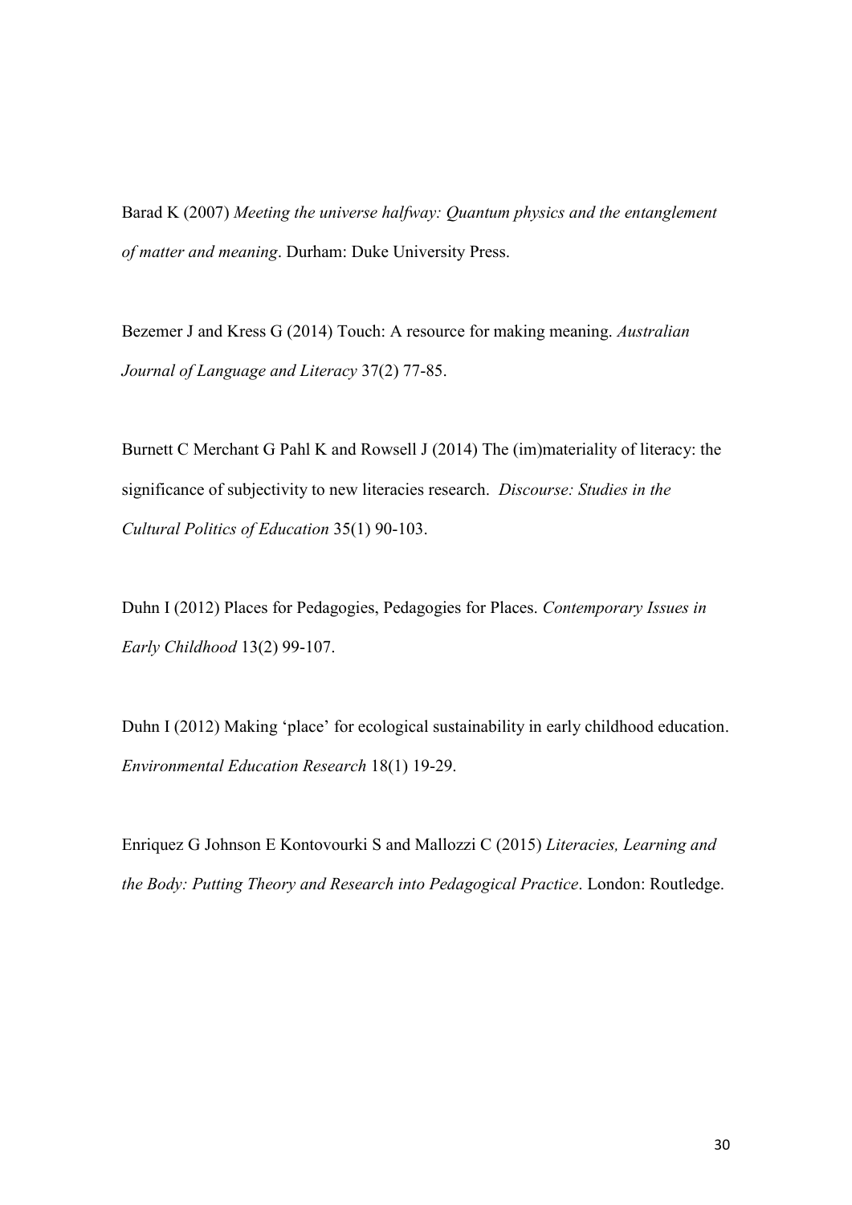Barad K (2007) *Meeting the universe halfway: Quantum physics and the entanglement of matter and meaning*. Durham: Duke University Press.

Bezemer J and Kress G (2014) Touch: A resource for making meaning. *Australian Journal of Language and Literacy* 37(2) 77-85.

Burnett C Merchant G Pahl K and Rowsell J (2014) The (im)materiality of literacy: the significance of subjectivity to new literacies research. *Discourse: Studies in the Cultural Politics of Education* 35(1) 90-103.

Duhn I (2012) Places for Pedagogies, Pedagogies for Places. *Contemporary Issues in Early Childhood* 13(2) 99-107.

Duhn I (2012) Making 'place' for ecological sustainability in early childhood education. *Environmental Education Research* 18(1) 19-29.

Enriquez G Johnson E Kontovourki S and Mallozzi C (2015) *Literacies, Learning and the Body: Putting Theory and Research into Pedagogical Practice*. London: Routledge.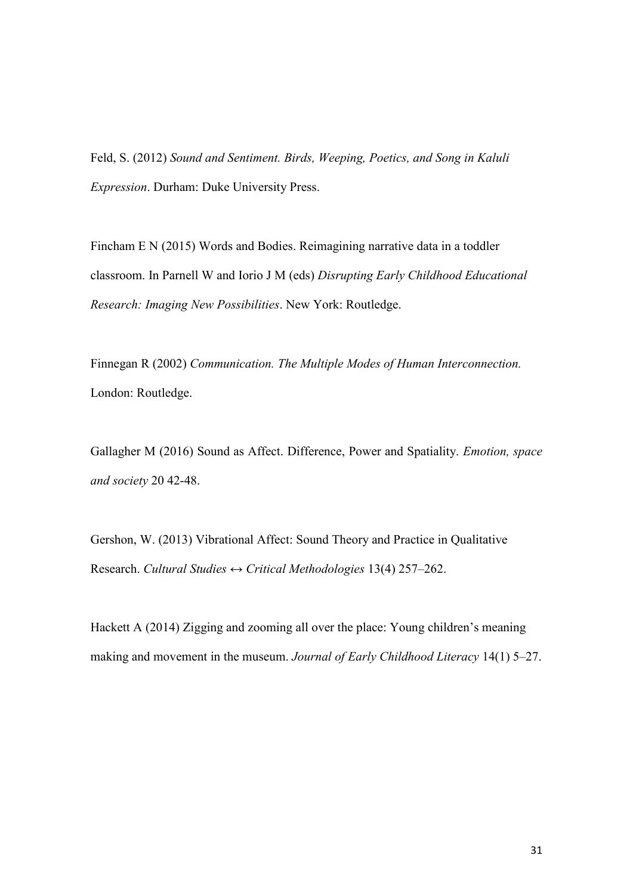Feld, S. (2012) *Sound and Sentiment. Birds, Weeping, Poetics, and Song in Kaluli Expression*. Durham: Duke University Press.

Fincham E N (2015) Words and Bodies. Reimagining narrative data in a toddler classroom. In Parnell W and Iorio J M (eds) *Disrupting Early Childhood Educational Research: Imaging New Possibilities*. New York: Routledge.

Finnegan R (2002) *Communication. The Multiple Modes of Human Interconnection.* London: Routledge.

Gallagher M (2016) Sound as Affect. Difference, Power and Spatiality. *Emotion, space and society* 20 42-48.

Gershon, W. (2013) Vibrational Affect: Sound Theory and Practice in Qualitative Research. *Cultural Studies ↔ Critical Methodologies* 13(4) 257–262.

Hackett A (2014) Zigging and zooming all over the place: Young children's meaning making and movement in the museum. *Journal of Early Childhood Literacy* 14(1) 5–27.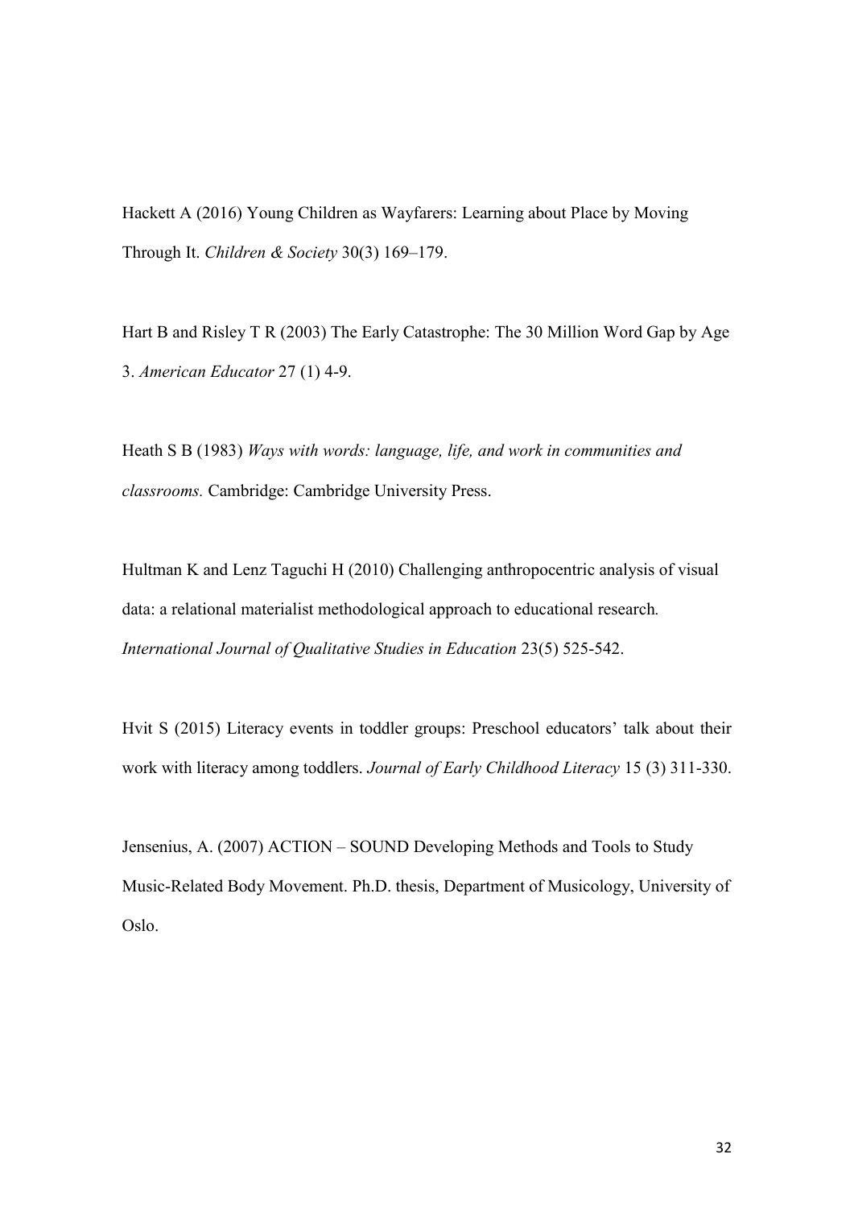Hackett A (2016) Young Children as Wayfarers: Learning about Place by Moving Through It. *Children & Society* 30(3) 169–179.

Hart B and Risley T R (2003) The Early Catastrophe: The 30 Million Word Gap by Age 3. *American Educator* 27 (1) 4-9.

Heath S B (1983) *Ways with words: language, life, and work in communities and classrooms.* Cambridge: Cambridge University Press.

Hultman K and Lenz Taguchi H (2010) Challenging anthropocentric analysis of visual data: a relational materialist methodological approach to educational research*. International Journal of Qualitative Studies in Education* 23(5) 525-542.

Hvit S (2015) Literacy events in toddler groups: Preschool educators' talk about their work with literacy among toddlers. *Journal of Early Childhood Literacy* 15 (3) 311-330.

Jensenius, A. (2007) ACTION – SOUND Developing Methods and Tools to Study Music-Related Body Movement. Ph.D. thesis, Department of Musicology, University of Oslo.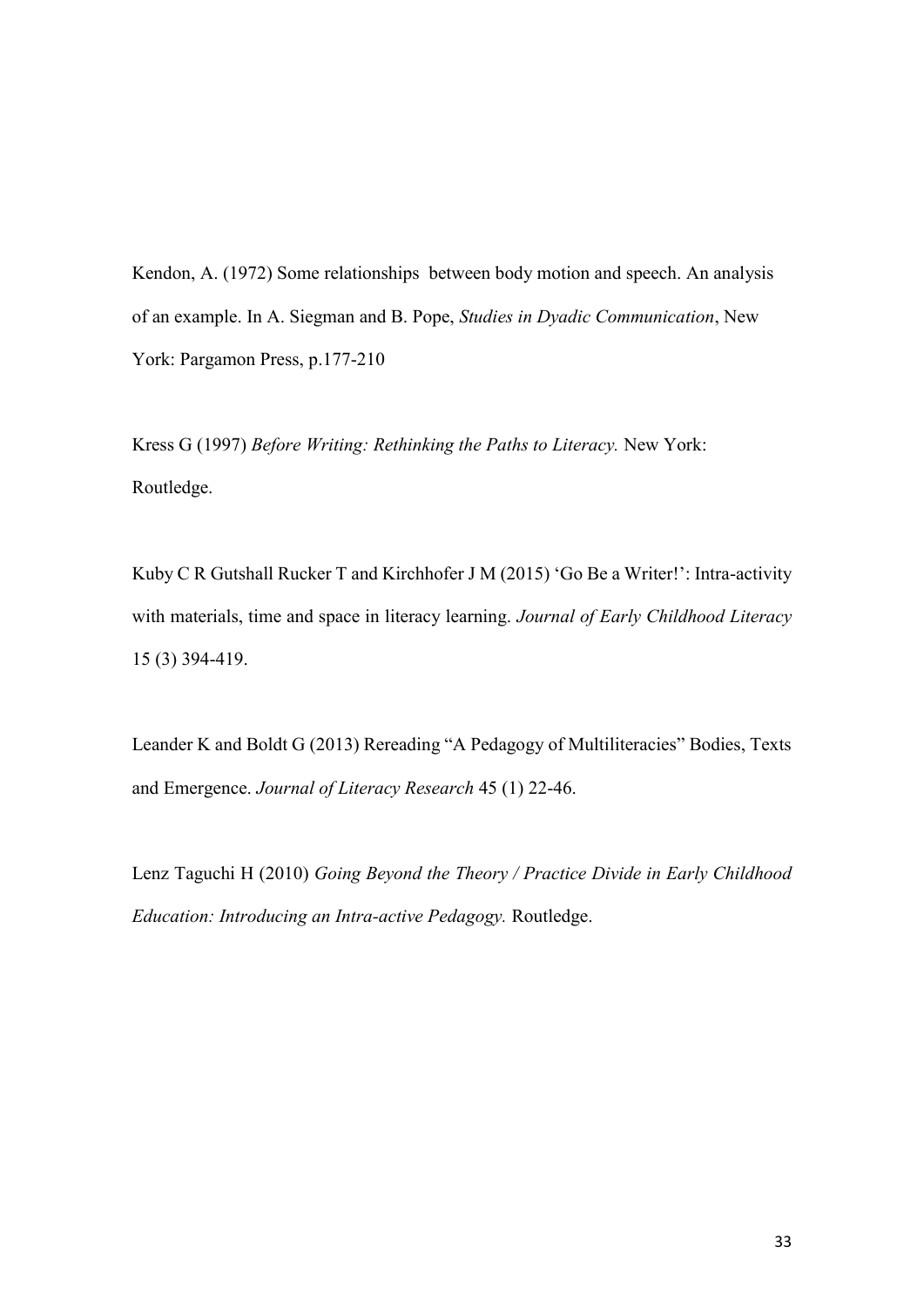Kendon, A. (1972) Some relationships  between body motion and speech. An analysis of an example. In A. Siegman and B. Pope, *Studies in Dyadic Communication*, New York: Pargamon Press, p.177-210

Kress G (1997) *Before Writing: Rethinking the Paths to Literacy.* New York: Routledge.

Kuby C R Gutshall Rucker T and Kirchhofer J M (2015) 'Go Be a Writer!': Intra-activity with materials, time and space in literacy learning. *Journal of Early Childhood Literacy* 15 (3) 394-419.

Leander K and Boldt G (2013) Rereading "A Pedagogy of Multiliteracies" Bodies, Texts and Emergence. *Journal of Literacy Research* 45 (1) 22-46.

Lenz Taguchi H (2010) *Going Beyond the Theory / Practice Divide in Early Childhood Education: Introducing an Intra-active Pedagogy.* Routledge.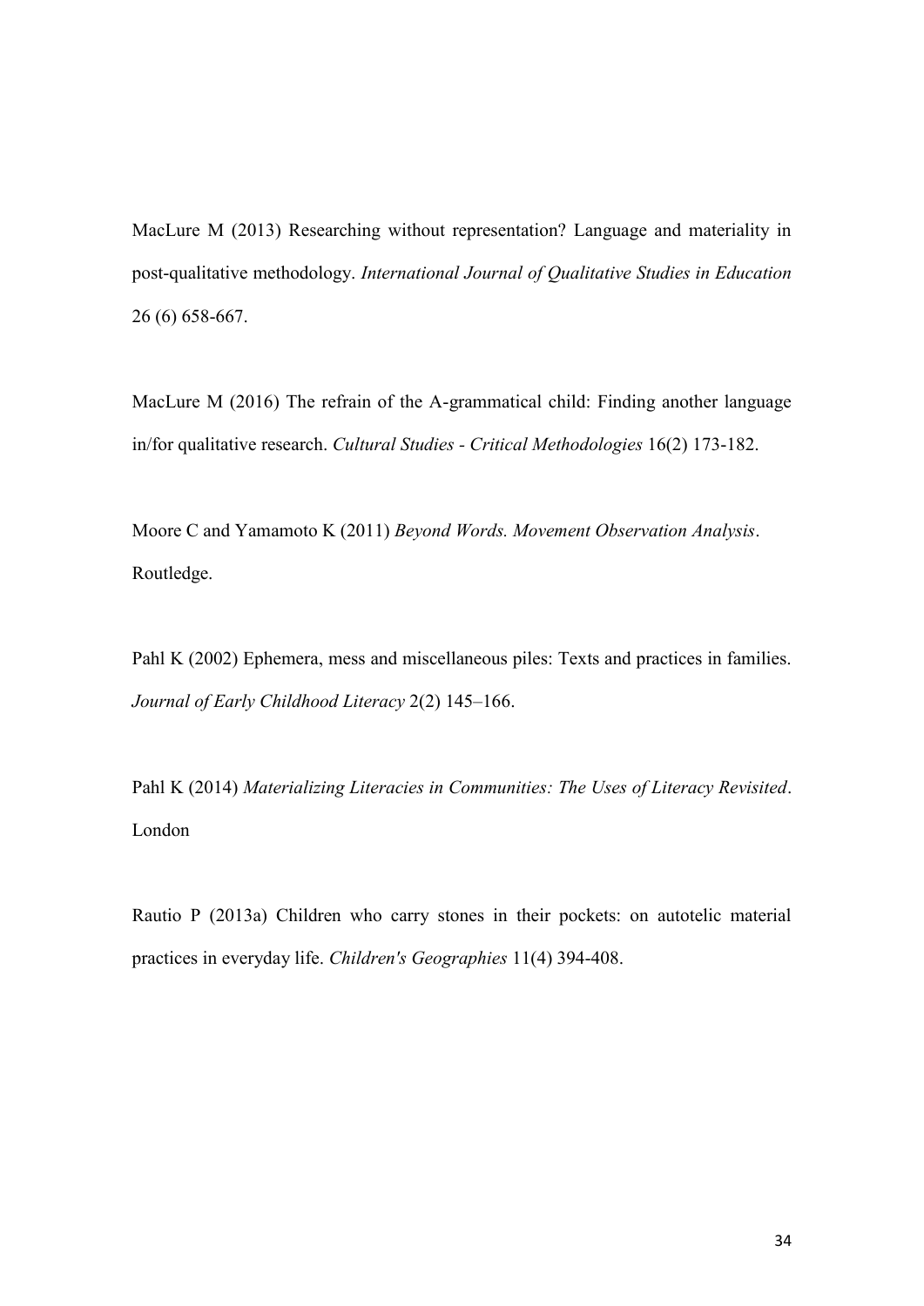MacLure M (2013) Researching without representation? Language and materiality in post-qualitative methodology. *International Journal of Qualitative Studies in Education* 26 (6) 658-667.

MacLure M (2016) The refrain of the A-grammatical child: Finding another language in/for qualitative research. *Cultural Studies - Critical Methodologies* 16(2) 173-182.

Moore C and Yamamoto K (2011) *Beyond Words. Movement Observation Analysis*. Routledge.

Pahl K (2002) Ephemera, mess and miscellaneous piles: Texts and practices in families. *Journal of Early Childhood Literacy* 2(2) 145–166.

Pahl K (2014) *Materializing Literacies in Communities: The Uses of Literacy Revisited*. London

Rautio P (2013a) Children who carry stones in their pockets: on autotelic material practices in everyday life. *Children's Geographies* 11(4) 394-408.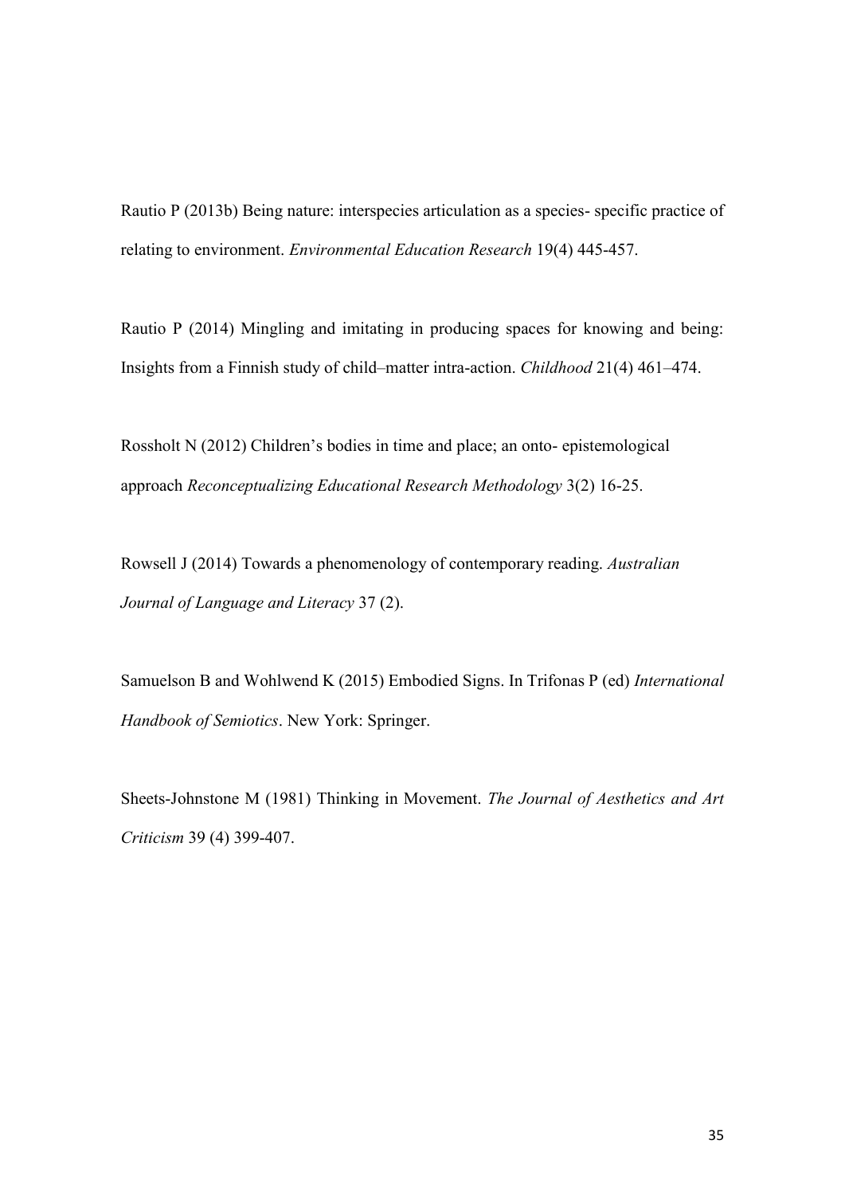Rautio P (2013b) Being nature: interspecies articulation as a species- specific practice of relating to environment. *Environmental Education Research* 19(4) 445-457.

Rautio P (2014) Mingling and imitating in producing spaces for knowing and being: Insights from a Finnish study of child–matter intra-action. *Childhood* 21(4) 461–474.

Rossholt N (2012) Children's bodies in time and place; an onto- epistemological approach *Reconceptualizing Educational Research Methodology* 3(2) 16-25.

Rowsell J (2014) Towards a phenomenology of contemporary reading. *Australian Journal of Language and Literacy* 37 (2).

Samuelson B and Wohlwend K (2015) Embodied Signs. In Trifonas P (ed) *International Handbook of Semiotics*. New York: Springer.

Sheets-Johnstone M (1981) Thinking in Movement. *The Journal of Aesthetics and Art Criticism* 39 (4) 399-407.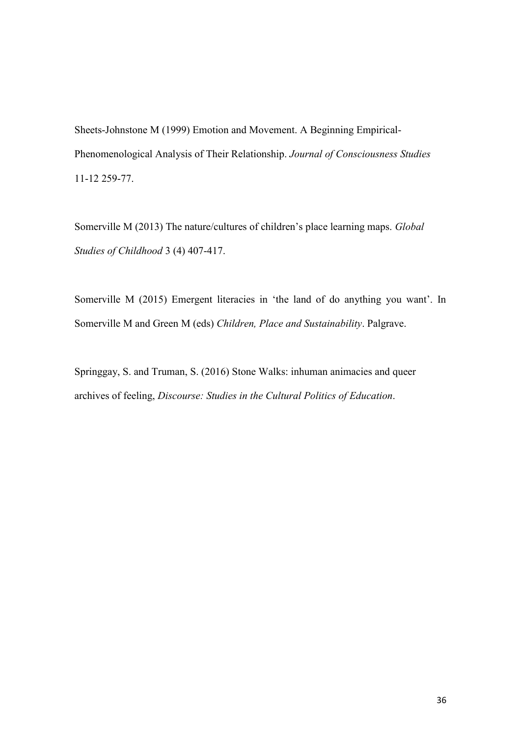Sheets-Johnstone M (1999) Emotion and Movement. A Beginning Empirical-Phenomenological Analysis of Their Relationship. *Journal of Consciousness Studies* 11-12 259-77.

Somerville M (2013) The nature/cultures of children's place learning maps. *Global Studies of Childhood* 3 (4) 407-417.

Somerville M (2015) Emergent literacies in 'the land of do anything you want'. In Somerville M and Green M (eds) *Children, Place and Sustainability*. Palgrave.

Springgay, S. and Truman, S. (2016) Stone Walks: inhuman animacies and queer archives of feeling, *Discourse: Studies in the Cultural Politics of Education*.